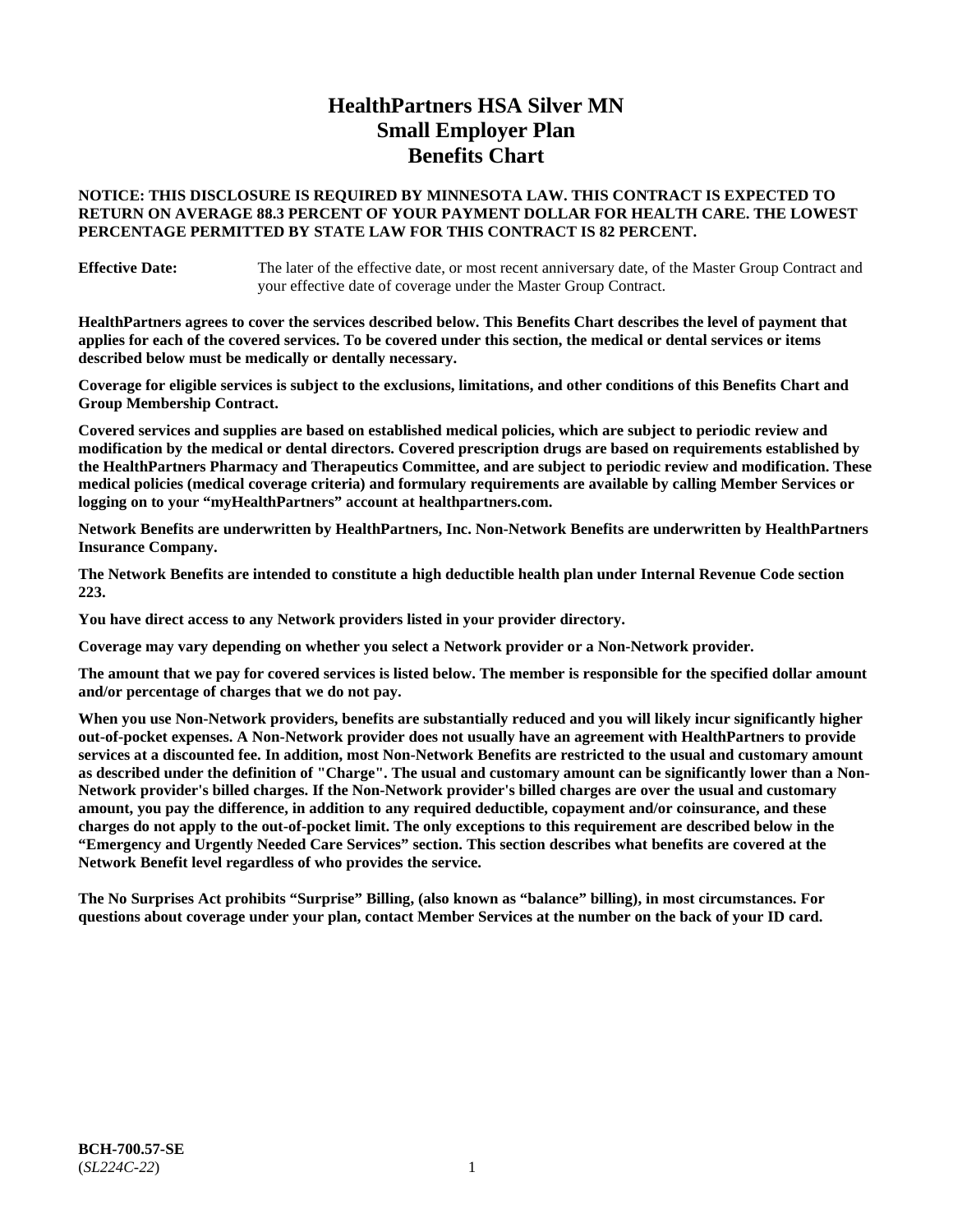# HealthPartners HSA Silver MN
# Small Employer Plan
# Benefits Chart

**NOTICE: THIS DISCLOSURE IS REQUIRED BY MINNESOTA LAW. THIS CONTRACT IS EXPECTED TO RETURN ON AVERAGE 88.3 PERCENT OF YOUR PAYMENT DOLLAR FOR HEALTH CARE. THE LOWEST PERCENTAGE PERMITTED BY STATE LAW FOR THIS CONTRACT IS 82 PERCENT.**

**Effective Date:** The later of the effective date, or most recent anniversary date, of the Master Group Contract and your effective date of coverage under the Master Group Contract.

**HealthPartners agrees to cover the services described below. This Benefits Chart describes the level of payment that applies for each of the covered services. To be covered under this section, the medical or dental services or items described below must be medically or dentally necessary.**

**Coverage for eligible services is subject to the exclusions, limitations, and other conditions of this Benefits Chart and Group Membership Contract.**

**Covered services and supplies are based on established medical policies, which are subject to periodic review and modification by the medical or dental directors. Covered prescription drugs are based on requirements established by the HealthPartners Pharmacy and Therapeutics Committee, and are subject to periodic review and modification. These medical policies (medical coverage criteria) and formulary requirements are available by calling Member Services or logging on to your "myHealthPartners" account at healthpartners.com.**

**Network Benefits are underwritten by HealthPartners, Inc. Non-Network Benefits are underwritten by HealthPartners Insurance Company.**

**The Network Benefits are intended to constitute a high deductible health plan under Internal Revenue Code section 223.**

**You have direct access to any Network providers listed in your provider directory.**

**Coverage may vary depending on whether you select a Network provider or a Non-Network provider.**

**The amount that we pay for covered services is listed below. The member is responsible for the specified dollar amount and/or percentage of charges that we do not pay.**

**When you use Non-Network providers, benefits are substantially reduced and you will likely incur significantly higher out-of-pocket expenses. A Non-Network provider does not usually have an agreement with HealthPartners to provide services at a discounted fee. In addition, most Non-Network Benefits are restricted to the usual and customary amount as described under the definition of "Charge". The usual and customary amount can be significantly lower than a Non-Network provider's billed charges. If the Non-Network provider's billed charges are over the usual and customary amount, you pay the difference, in addition to any required deductible, copayment and/or coinsurance, and these charges do not apply to the out-of-pocket limit. The only exceptions to this requirement are described below in the "Emergency and Urgently Needed Care Services" section. This section describes what benefits are covered at the Network Benefit level regardless of who provides the service.**

**The No Surprises Act prohibits "Surprise" Billing, (also known as "balance" billing), in most circumstances. For questions about coverage under your plan, contact Member Services at the number on the back of your ID card.**

**BCH-700.57-SE**
(*SL224C-22*)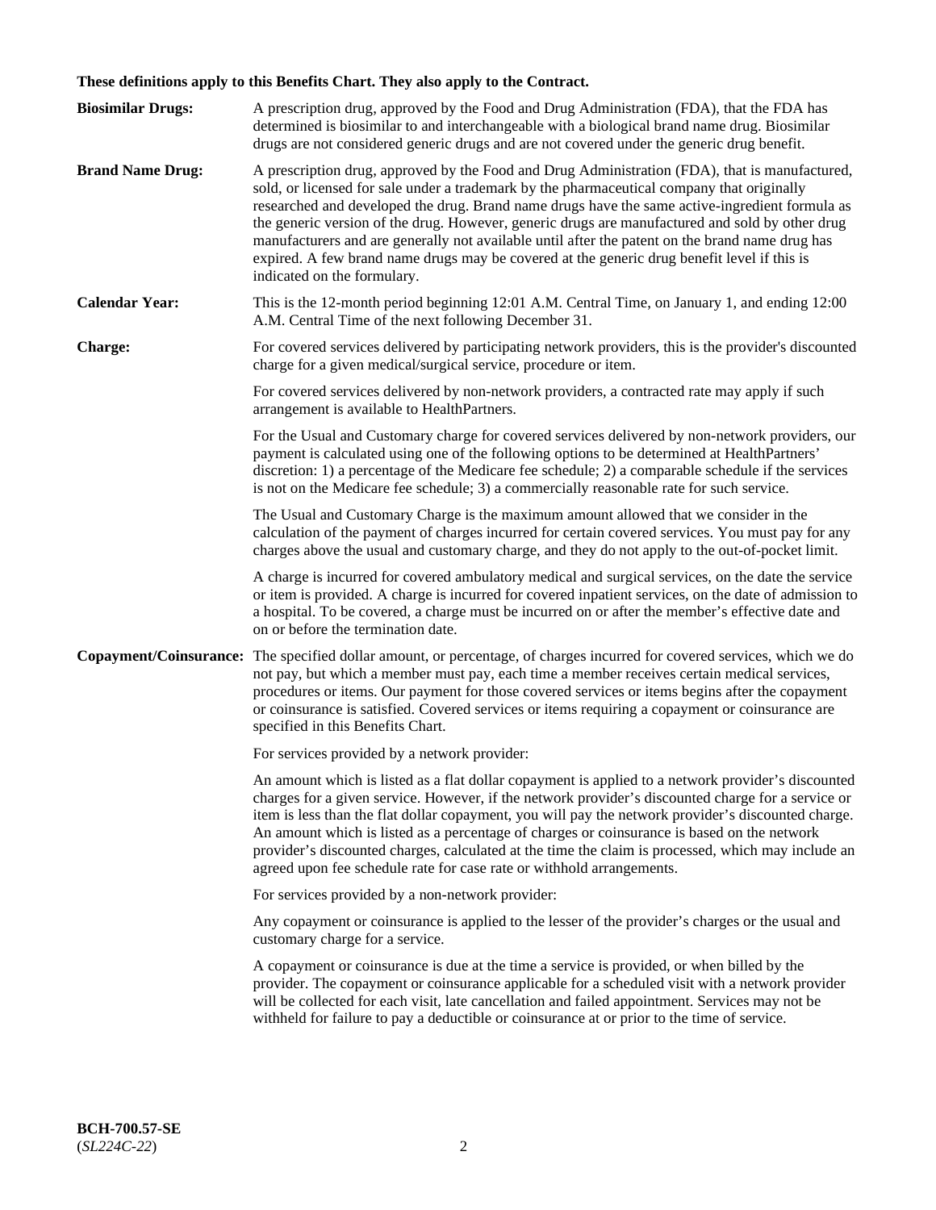**These definitions apply to this Benefits Chart. They also apply to the Contract.**

**Biosimilar Drugs:** A prescription drug, approved by the Food and Drug Administration (FDA), that the FDA has determined is biosimilar to and interchangeable with a biological brand name drug. Biosimilar drugs are not considered generic drugs and are not covered under the generic drug benefit.

**Brand Name Drug:** A prescription drug, approved by the Food and Drug Administration (FDA), that is manufactured, sold, or licensed for sale under a trademark by the pharmaceutical company that originally researched and developed the drug. Brand name drugs have the same active-ingredient formula as the generic version of the drug. However, generic drugs are manufactured and sold by other drug manufacturers and are generally not available until after the patent on the brand name drug has expired. A few brand name drugs may be covered at the generic drug benefit level if this is indicated on the formulary.

**Calendar Year:** This is the 12-month period beginning 12:01 A.M. Central Time, on January 1, and ending 12:00 A.M. Central Time of the next following December 31.

**Charge:** For covered services delivered by participating network providers, this is the provider's discounted charge for a given medical/surgical service, procedure or item.

For covered services delivered by non-network providers, a contracted rate may apply if such arrangement is available to HealthPartners.

For the Usual and Customary charge for covered services delivered by non-network providers, our payment is calculated using one of the following options to be determined at HealthPartners' discretion: 1) a percentage of the Medicare fee schedule; 2) a comparable schedule if the services is not on the Medicare fee schedule; 3) a commercially reasonable rate for such service.

The Usual and Customary Charge is the maximum amount allowed that we consider in the calculation of the payment of charges incurred for certain covered services. You must pay for any charges above the usual and customary charge, and they do not apply to the out-of-pocket limit.

A charge is incurred for covered ambulatory medical and surgical services, on the date the service or item is provided. A charge is incurred for covered inpatient services, on the date of admission to a hospital. To be covered, a charge must be incurred on or after the member's effective date and on or before the termination date.

**Copayment/Coinsurance:** The specified dollar amount, or percentage, of charges incurred for covered services, which we do not pay, but which a member must pay, each time a member receives certain medical services, procedures or items. Our payment for those covered services or items begins after the copayment or coinsurance is satisfied. Covered services or items requiring a copayment or coinsurance are specified in this Benefits Chart.

For services provided by a network provider:

An amount which is listed as a flat dollar copayment is applied to a network provider's discounted charges for a given service. However, if the network provider's discounted charge for a service or item is less than the flat dollar copayment, you will pay the network provider's discounted charge. An amount which is listed as a percentage of charges or coinsurance is based on the network provider's discounted charges, calculated at the time the claim is processed, which may include an agreed upon fee schedule rate for case rate or withhold arrangements.

For services provided by a non-network provider:

Any copayment or coinsurance is applied to the lesser of the provider's charges or the usual and customary charge for a service.

A copayment or coinsurance is due at the time a service is provided, or when billed by the provider. The copayment or coinsurance applicable for a scheduled visit with a network provider will be collected for each visit, late cancellation and failed appointment. Services may not be withheld for failure to pay a deductible or coinsurance at or prior to the time of service.

**BCH-700.57-SE**
(*SL224C-22*)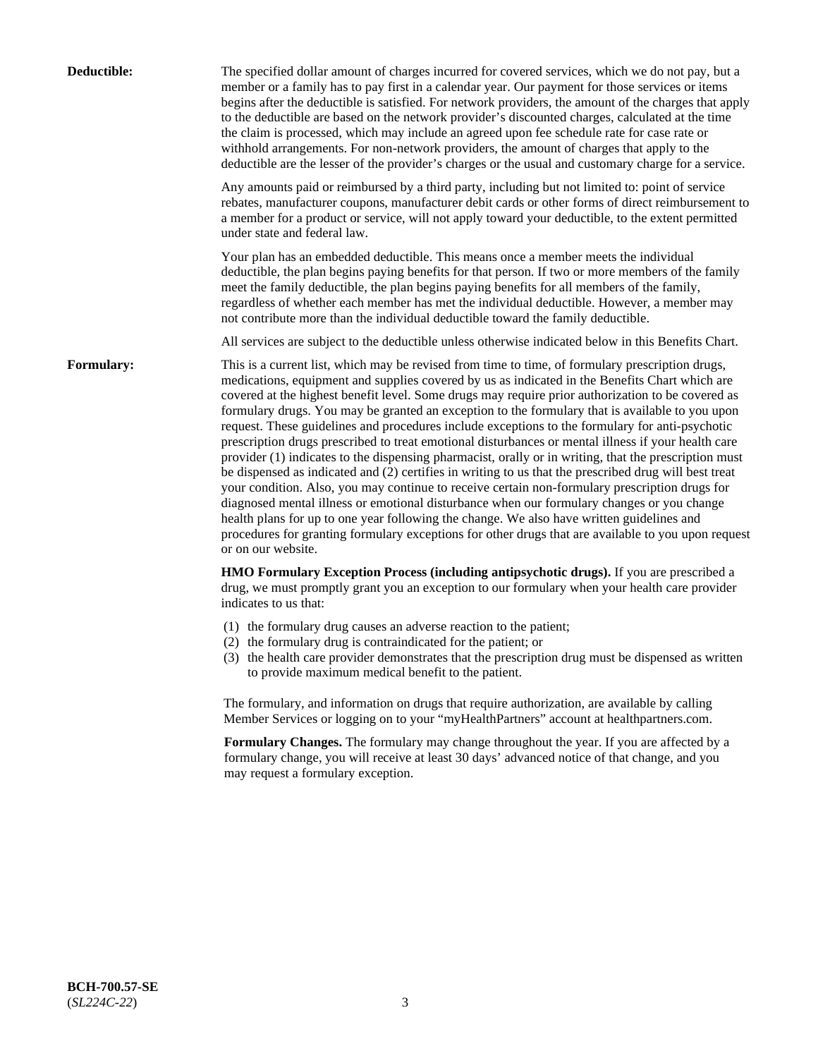**Deductible:** The specified dollar amount of charges incurred for covered services, which we do not pay, but a member or a family has to pay first in a calendar year. Our payment for those services or items begins after the deductible is satisfied. For network providers, the amount of the charges that apply to the deductible are based on the network provider's discounted charges, calculated at the time the claim is processed, which may include an agreed upon fee schedule rate for case rate or withhold arrangements. For non-network providers, the amount of charges that apply to the deductible are the lesser of the provider's charges or the usual and customary charge for a service.

Any amounts paid or reimbursed by a third party, including but not limited to: point of service rebates, manufacturer coupons, manufacturer debit cards or other forms of direct reimbursement to a member for a product or service, will not apply toward your deductible, to the extent permitted under state and federal law.

Your plan has an embedded deductible. This means once a member meets the individual deductible, the plan begins paying benefits for that person. If two or more members of the family meet the family deductible, the plan begins paying benefits for all members of the family, regardless of whether each member has met the individual deductible. However, a member may not contribute more than the individual deductible toward the family deductible.

All services are subject to the deductible unless otherwise indicated below in this Benefits Chart.

**Formulary:** This is a current list, which may be revised from time to time, of formulary prescription drugs, medications, equipment and supplies covered by us as indicated in the Benefits Chart which are covered at the highest benefit level. Some drugs may require prior authorization to be covered as formulary drugs. You may be granted an exception to the formulary that is available to you upon request. These guidelines and procedures include exceptions to the formulary for anti-psychotic prescription drugs prescribed to treat emotional disturbances or mental illness if your health care provider (1) indicates to the dispensing pharmacist, orally or in writing, that the prescription must be dispensed as indicated and (2) certifies in writing to us that the prescribed drug will best treat your condition. Also, you may continue to receive certain non-formulary prescription drugs for diagnosed mental illness or emotional disturbance when our formulary changes or you change health plans for up to one year following the change. We also have written guidelines and procedures for granting formulary exceptions for other drugs that are available to you upon request or on our website.

**HMO Formulary Exception Process (including antipsychotic drugs).** If you are prescribed a drug, we must promptly grant you an exception to our formulary when your health care provider indicates to us that:

(1) the formulary drug causes an adverse reaction to the patient;
(2) the formulary drug is contraindicated for the patient; or
(3) the health care provider demonstrates that the prescription drug must be dispensed as written to provide maximum medical benefit to the patient.

The formulary, and information on drugs that require authorization, are available by calling Member Services or logging on to your "myHealthPartners" account at healthpartners.com.

**Formulary Changes.** The formulary may change throughout the year. If you are affected by a formulary change, you will receive at least 30 days' advanced notice of that change, and you may request a formulary exception.

**BCH-700.57-SE**
(*SL224C-22*)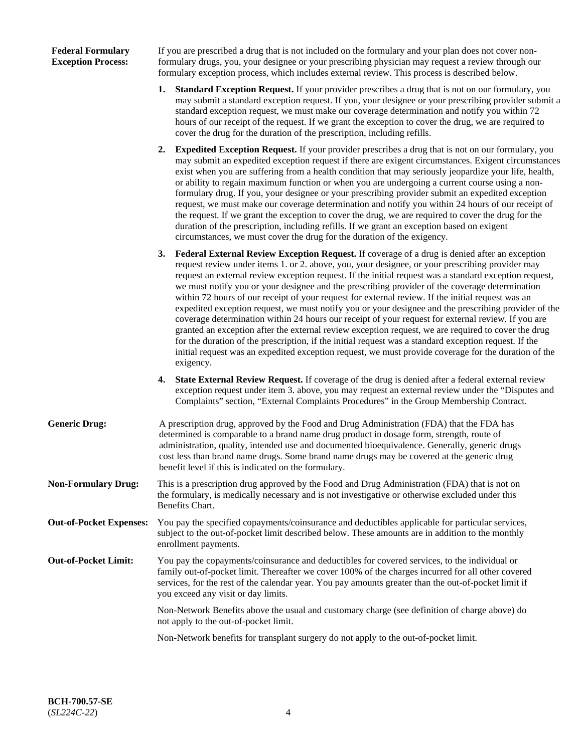**Federal Formulary Exception Process:** If you are prescribed a drug that is not included on the formulary and your plan does not cover non-formulary drugs, you, your designee or your prescribing physician may request a review through our formulary exception process, which includes external review. This process is described below.

1. **Standard Exception Request.** If your provider prescribes a drug that is not on our formulary, you may submit a standard exception request. If you, your designee or your prescribing provider submit a standard exception request, we must make our coverage determination and notify you within 72 hours of our receipt of the request. If we grant the exception to cover the drug, we are required to cover the drug for the duration of the prescription, including refills.

2. **Expedited Exception Request.** If your provider prescribes a drug that is not on our formulary, you may submit an expedited exception request if there are exigent circumstances. Exigent circumstances exist when you are suffering from a health condition that may seriously jeopardize your life, health, or ability to regain maximum function or when you are undergoing a current course using a non-formulary drug. If you, your designee or your prescribing provider submit an expedited exception request, we must make our coverage determination and notify you within 24 hours of our receipt of the request. If we grant the exception to cover the drug, we are required to cover the drug for the duration of the prescription, including refills. If we grant an exception based on exigent circumstances, we must cover the drug for the duration of the exigency.

3. **Federal External Review Exception Request.** If coverage of a drug is denied after an exception request review under items 1. or 2. above, you, your designee, or your prescribing provider may request an external review exception request. If the initial request was a standard exception request, we must notify you or your designee and the prescribing provider of the coverage determination within 72 hours of our receipt of your request for external review. If the initial request was an expedited exception request, we must notify you or your designee and the prescribing provider of the coverage determination within 24 hours our receipt of your request for external review. If you are granted an exception after the external review exception request, we are required to cover the drug for the duration of the prescription, if the initial request was a standard exception request. If the initial request was an expedited exception request, we must provide coverage for the duration of the exigency.

4. **State External Review Request.** If coverage of the drug is denied after a federal external review exception request under item 3. above, you may request an external review under the "Disputes and Complaints" section, "External Complaints Procedures" in the Group Membership Contract.

**Generic Drug:** A prescription drug, approved by the Food and Drug Administration (FDA) that the FDA has determined is comparable to a brand name drug product in dosage form, strength, route of administration, quality, intended use and documented bioequivalence. Generally, generic drugs cost less than brand name drugs. Some brand name drugs may be covered at the generic drug benefit level if this is indicated on the formulary.

**Non-Formulary Drug:** This is a prescription drug approved by the Food and Drug Administration (FDA) that is not on the formulary, is medically necessary and is not investigative or otherwise excluded under this Benefits Chart.

**Out-of-Pocket Expenses:** You pay the specified copayments/coinsurance and deductibles applicable for particular services, subject to the out-of-pocket limit described below. These amounts are in addition to the monthly enrollment payments.

**Out-of-Pocket Limit:** You pay the copayments/coinsurance and deductibles for covered services, to the individual or family out-of-pocket limit. Thereafter we cover 100% of the charges incurred for all other covered services, for the rest of the calendar year. You pay amounts greater than the out-of-pocket limit if you exceed any visit or day limits.

Non-Network Benefits above the usual and customary charge (see definition of charge above) do not apply to the out-of-pocket limit.

Non-Network benefits for transplant surgery do not apply to the out-of-pocket limit.

**BCH-700.57-SE**
(*SL224C-22*)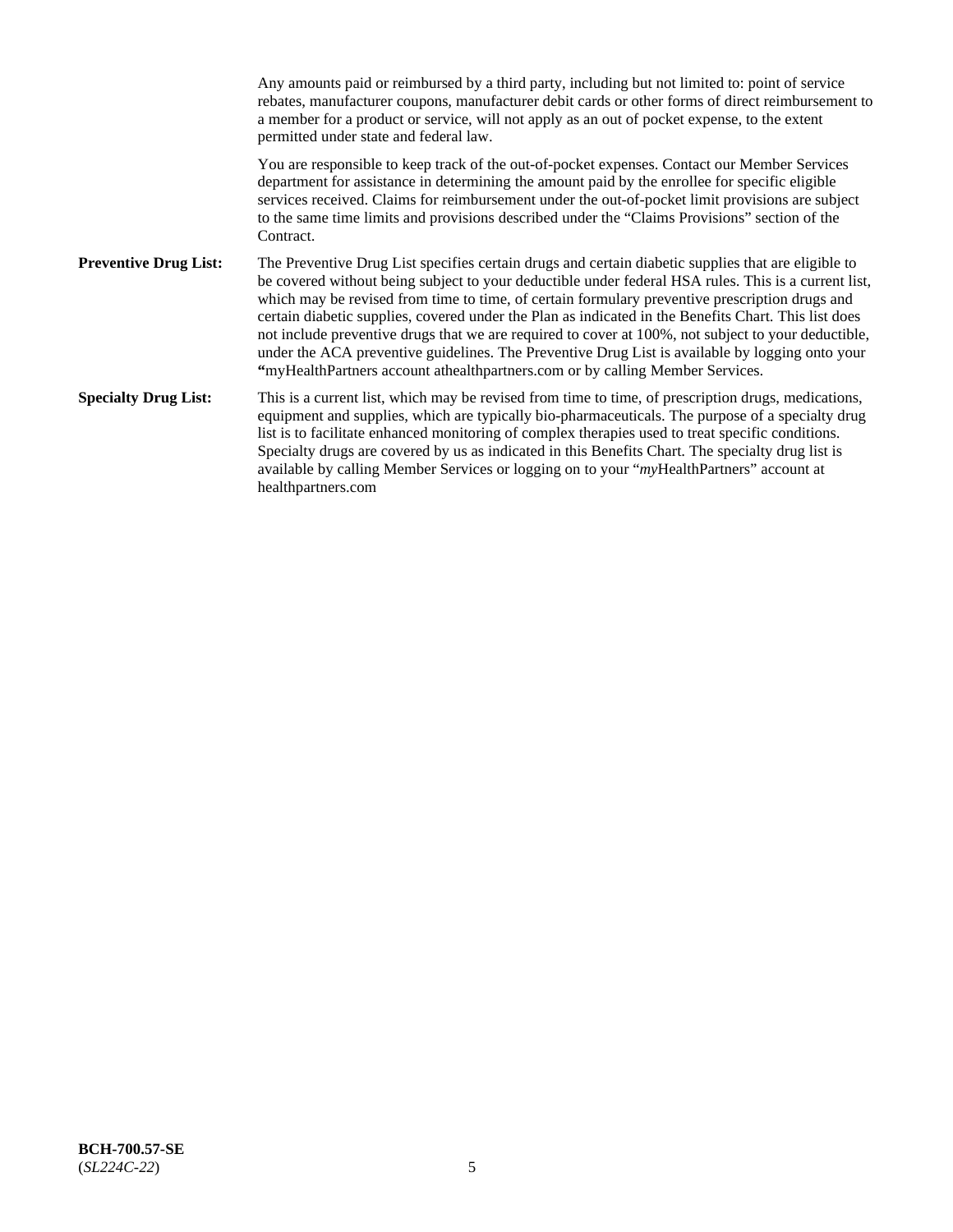Any amounts paid or reimbursed by a third party, including but not limited to: point of service rebates, manufacturer coupons, manufacturer debit cards or other forms of direct reimbursement to a member for a product or service, will not apply as an out of pocket expense, to the extent permitted under state and federal law.

You are responsible to keep track of the out-of-pocket expenses. Contact our Member Services department for assistance in determining the amount paid by the enrollee for specific eligible services received. Claims for reimbursement under the out-of-pocket limit provisions are subject to the same time limits and provisions described under the "Claims Provisions" section of the Contract.

**Preventive Drug List:** The Preventive Drug List specifies certain drugs and certain diabetic supplies that are eligible to be covered without being subject to your deductible under federal HSA rules. This is a current list, which may be revised from time to time, of certain formulary preventive prescription drugs and certain diabetic supplies, covered under the Plan as indicated in the Benefits Chart. This list does not include preventive drugs that we are required to cover at 100%, not subject to your deductible, under the ACA preventive guidelines. The Preventive Drug List is available by logging onto your **"**myHealthPartners account athealthpartners.com or by calling Member Services.

**Specialty Drug List:** This is a current list, which may be revised from time to time, of prescription drugs, medications, equipment and supplies, which are typically bio-pharmaceuticals. The purpose of a specialty drug list is to facilitate enhanced monitoring of complex therapies used to treat specific conditions. Specialty drugs are covered by us as indicated in this Benefits Chart. The specialty drug list is available by calling Member Services or logging on to your "*my*HealthPartners" account at healthpartners.com

**BCH-700.57-SE**
(*SL224C-22*)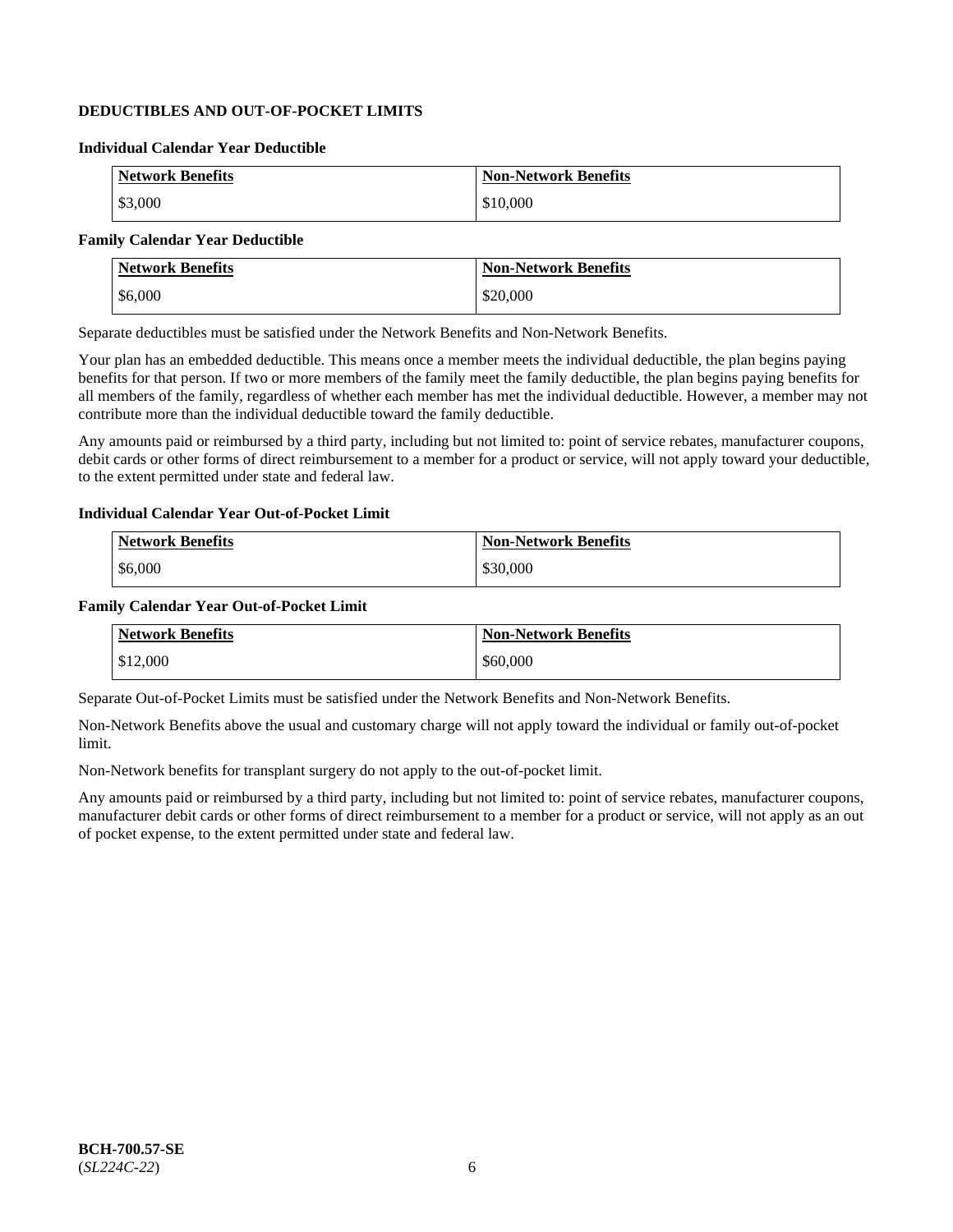## DEDUCTIBLES AND OUT-OF-POCKET LIMITS

### Individual Calendar Year Deductible

| Network Benefits | Non-Network Benefits |
|---|---|
| $3,000 | $10,000 |

### Family Calendar Year Deductible

| Network Benefits | Non-Network Benefits |
|---|---|
| $6,000 | $20,000 |

Separate deductibles must be satisfied under the Network Benefits and Non-Network Benefits.

Your plan has an embedded deductible. This means once a member meets the individual deductible, the plan begins paying benefits for that person. If two or more members of the family meet the family deductible, the plan begins paying benefits for all members of the family, regardless of whether each member has met the individual deductible. However, a member may not contribute more than the individual deductible toward the family deductible.

Any amounts paid or reimbursed by a third party, including but not limited to: point of service rebates, manufacturer coupons, debit cards or other forms of direct reimbursement to a member for a product or service, will not apply toward your deductible, to the extent permitted under state and federal law.

### Individual Calendar Year Out-of-Pocket Limit

| Network Benefits | Non-Network Benefits |
|---|---|
| $6,000 | $30,000 |

### Family Calendar Year Out-of-Pocket Limit

| Network Benefits | Non-Network Benefits |
|---|---|
| $12,000 | $60,000 |

Separate Out-of-Pocket Limits must be satisfied under the Network Benefits and Non-Network Benefits.

Non-Network Benefits above the usual and customary charge will not apply toward the individual or family out-of-pocket limit.

Non-Network benefits for transplant surgery do not apply to the out-of-pocket limit.

Any amounts paid or reimbursed by a third party, including but not limited to: point of service rebates, manufacturer coupons, manufacturer debit cards or other forms of direct reimbursement to a member for a product or service, will not apply as an out of pocket expense, to the extent permitted under state and federal law.

**BCH-700.57-SE**
(*SL224C-22*)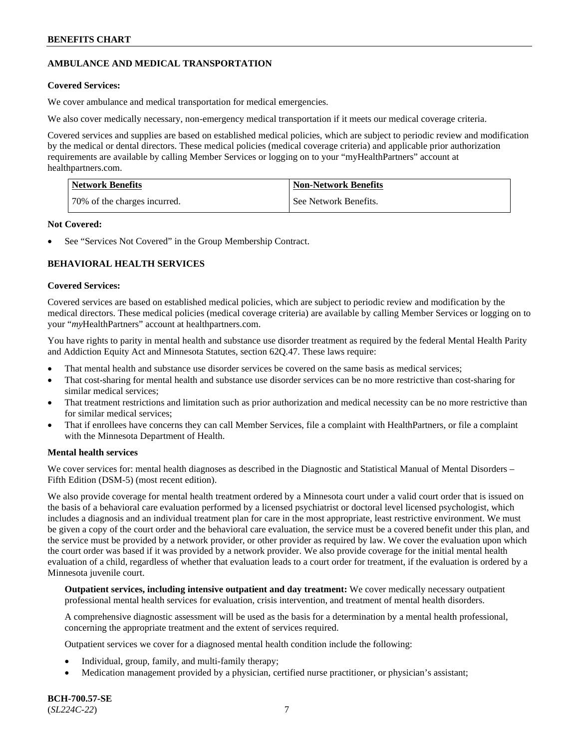## AMBULANCE AND MEDICAL TRANSPORTATION

**Covered Services:**

We cover ambulance and medical transportation for medical emergencies.

We also cover medically necessary, non-emergency medical transportation if it meets our medical coverage criteria.

Covered services and supplies are based on established medical policies, which are subject to periodic review and modification by the medical or dental directors. These medical policies (medical coverage criteria) and applicable prior authorization requirements are available by calling Member Services or logging on to your "myHealthPartners" account at healthpartners.com.

| Network Benefits | Non-Network Benefits |
|---|---|
| 70% of the charges incurred. | See Network Benefits. |

**Not Covered:**

- See "Services Not Covered" in the Group Membership Contract.

## BEHAVIORAL HEALTH SERVICES

**Covered Services:**

Covered services are based on established medical policies, which are subject to periodic review and modification by the medical directors. These medical policies (medical coverage criteria) are available by calling Member Services or logging on to your "*my*HealthPartners" account at healthpartners.com.

You have rights to parity in mental health and substance use disorder treatment as required by the federal Mental Health Parity and Addiction Equity Act and Minnesota Statutes, section 62Q.47. These laws require:

- That mental health and substance use disorder services be covered on the same basis as medical services;
- That cost-sharing for mental health and substance use disorder services can be no more restrictive than cost-sharing for similar medical services;
- That treatment restrictions and limitation such as prior authorization and medical necessity can be no more restrictive than for similar medical services;
- That if enrollees have concerns they can call Member Services, file a complaint with HealthPartners, or file a complaint with the Minnesota Department of Health.

**Mental health services**

We cover services for: mental health diagnoses as described in the Diagnostic and Statistical Manual of Mental Disorders – Fifth Edition (DSM-5) (most recent edition).

We also provide coverage for mental health treatment ordered by a Minnesota court under a valid court order that is issued on the basis of a behavioral care evaluation performed by a licensed psychiatrist or doctoral level licensed psychologist, which includes a diagnosis and an individual treatment plan for care in the most appropriate, least restrictive environment. We must be given a copy of the court order and the behavioral care evaluation, the service must be a covered benefit under this plan, and the service must be provided by a network provider, or other provider as required by law. We cover the evaluation upon which the court order was based if it was provided by a network provider. We also provide coverage for the initial mental health evaluation of a child, regardless of whether that evaluation leads to a court order for treatment, if the evaluation is ordered by a Minnesota juvenile court.

**Outpatient services, including intensive outpatient and day treatment:** We cover medically necessary outpatient professional mental health services for evaluation, crisis intervention, and treatment of mental health disorders.

A comprehensive diagnostic assessment will be used as the basis for a determination by a mental health professional, concerning the appropriate treatment and the extent of services required.

Outpatient services we cover for a diagnosed mental health condition include the following:

- Individual, group, family, and multi-family therapy;
- Medication management provided by a physician, certified nurse practitioner, or physician's assistant;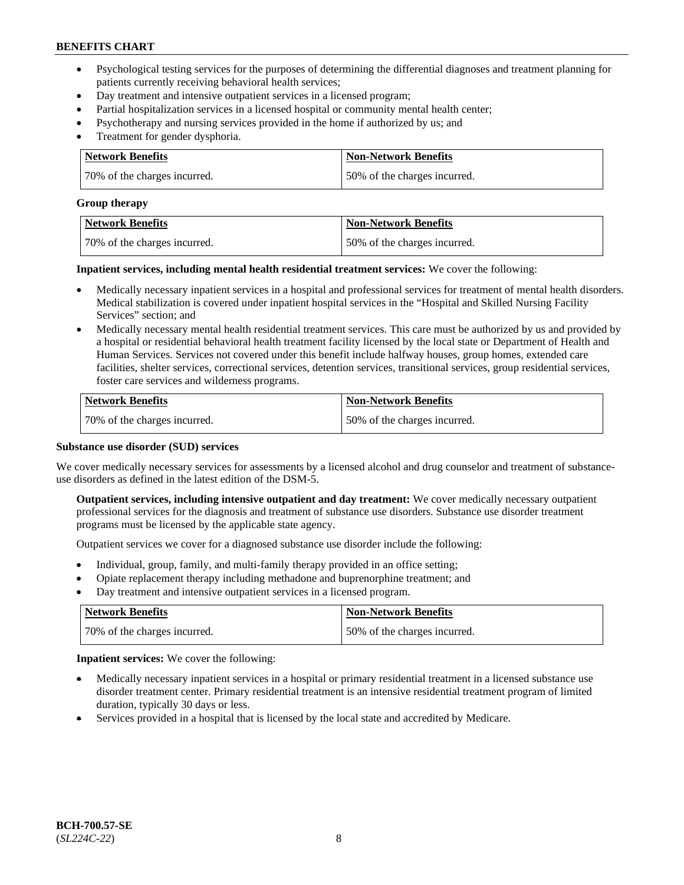- Psychological testing services for the purposes of determining the differential diagnoses and treatment planning for patients currently receiving behavioral health services;
- Day treatment and intensive outpatient services in a licensed program;
- Partial hospitalization services in a licensed hospital or community mental health center;
- Psychotherapy and nursing services provided in the home if authorized by us; and
- Treatment for gender dysphoria.

| Network Benefits | Non-Network Benefits |
| --- | --- |
| 70% of the charges incurred. | 50% of the charges incurred. |

**Group therapy**

| Network Benefits | Non-Network Benefits |
| --- | --- |
| 70% of the charges incurred. | 50% of the charges incurred. |

**Inpatient services, including mental health residential treatment services:** We cover the following:

- Medically necessary inpatient services in a hospital and professional services for treatment of mental health disorders. Medical stabilization is covered under inpatient hospital services in the "Hospital and Skilled Nursing Facility Services" section; and
- Medically necessary mental health residential treatment services. This care must be authorized by us and provided by a hospital or residential behavioral health treatment facility licensed by the local state or Department of Health and Human Services. Services not covered under this benefit include halfway houses, group homes, extended care facilities, shelter services, correctional services, detention services, transitional services, group residential services, foster care services and wilderness programs.

| Network Benefits | Non-Network Benefits |
| --- | --- |
| 70% of the charges incurred. | 50% of the charges incurred. |

**Substance use disorder (SUD) services**

We cover medically necessary services for assessments by a licensed alcohol and drug counselor and treatment of substance-use disorders as defined in the latest edition of the DSM-5.

**Outpatient services, including intensive outpatient and day treatment:** We cover medically necessary outpatient professional services for the diagnosis and treatment of substance use disorders. Substance use disorder treatment programs must be licensed by the applicable state agency.

Outpatient services we cover for a diagnosed substance use disorder include the following:

- Individual, group, family, and multi-family therapy provided in an office setting;
- Opiate replacement therapy including methadone and buprenorphine treatment; and
- Day treatment and intensive outpatient services in a licensed program.

| Network Benefits | Non-Network Benefits |
| --- | --- |
| 70% of the charges incurred. | 50% of the charges incurred. |

**Inpatient services:** We cover the following:

- Medically necessary inpatient services in a hospital or primary residential treatment in a licensed substance use disorder treatment center. Primary residential treatment is an intensive residential treatment program of limited duration, typically 30 days or less.
- Services provided in a hospital that is licensed by the local state and accredited by Medicare.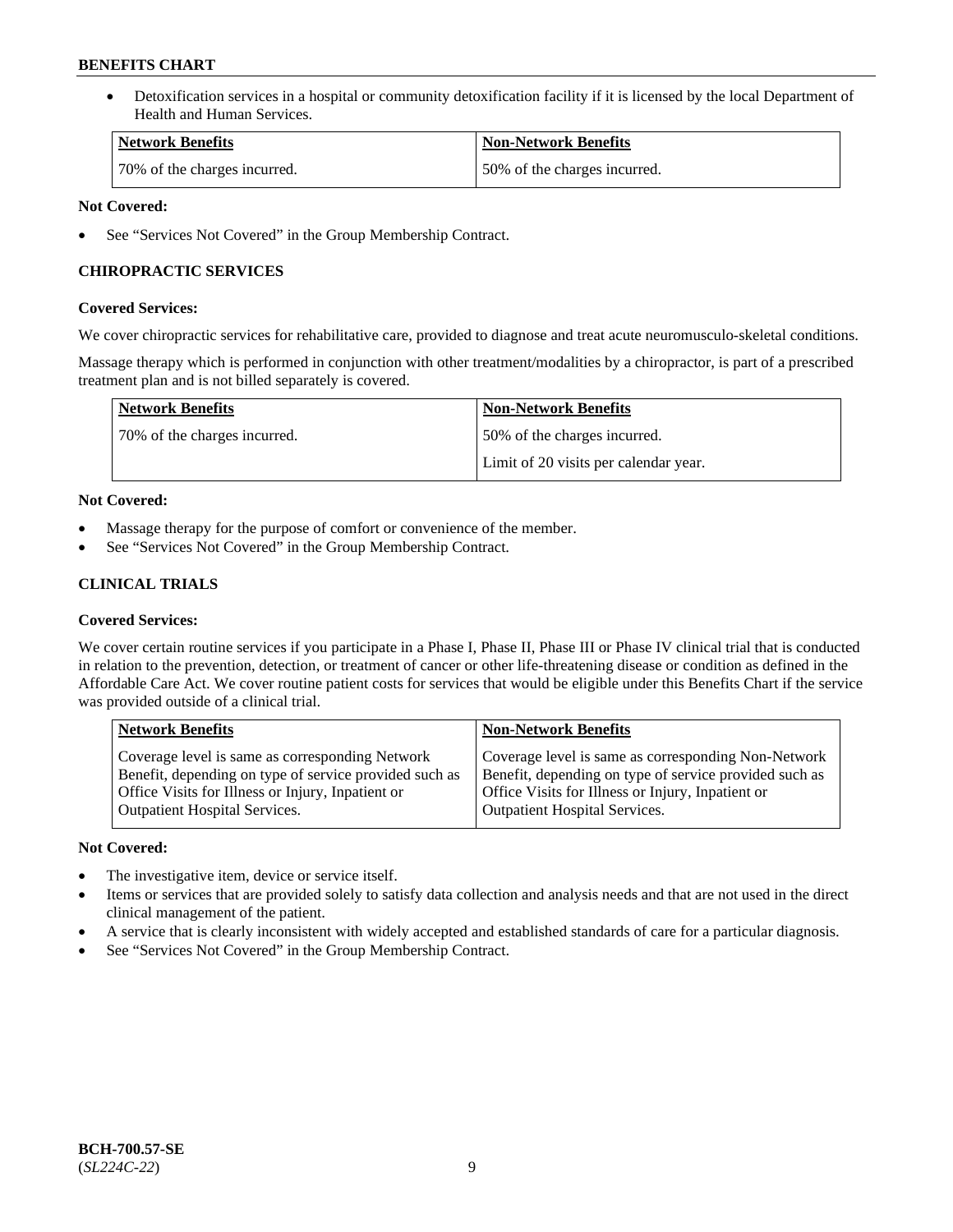- Detoxification services in a hospital or community detoxification facility if it is licensed by the local Department of Health and Human Services.

| Network Benefits | Non-Network Benefits |
|---|---|
| 70% of the charges incurred. | 50% of the charges incurred. |

**Not Covered:**

- See "Services Not Covered" in the Group Membership Contract.

### CHIROPRACTIC SERVICES

**Covered Services:**

We cover chiropractic services for rehabilitative care, provided to diagnose and treat acute neuromusculo-skeletal conditions.

Massage therapy which is performed in conjunction with other treatment/modalities by a chiropractor, is part of a prescribed treatment plan and is not billed separately is covered.

| Network Benefits | Non-Network Benefits |
|---|---|
| 70% of the charges incurred. | 50% of the charges incurred.<br>Limit of 20 visits per calendar year. |

**Not Covered:**

- Massage therapy for the purpose of comfort or convenience of the member.
- See "Services Not Covered" in the Group Membership Contract.

### CLINICAL TRIALS

**Covered Services:**

We cover certain routine services if you participate in a Phase I, Phase II, Phase III or Phase IV clinical trial that is conducted in relation to the prevention, detection, or treatment of cancer or other life-threatening disease or condition as defined in the Affordable Care Act. We cover routine patient costs for services that would be eligible under this Benefits Chart if the service was provided outside of a clinical trial.

| Network Benefits | Non-Network Benefits |
|---|---|
| Coverage level is same as corresponding Network Benefit, depending on type of service provided such as Office Visits for Illness or Injury, Inpatient or Outpatient Hospital Services. | Coverage level is same as corresponding Non-Network Benefit, depending on type of service provided such as Office Visits for Illness or Injury, Inpatient or Outpatient Hospital Services. |

**Not Covered:**

- The investigative item, device or service itself.
- Items or services that are provided solely to satisfy data collection and analysis needs and that are not used in the direct clinical management of the patient.
- A service that is clearly inconsistent with widely accepted and established standards of care for a particular diagnosis.
- See "Services Not Covered" in the Group Membership Contract.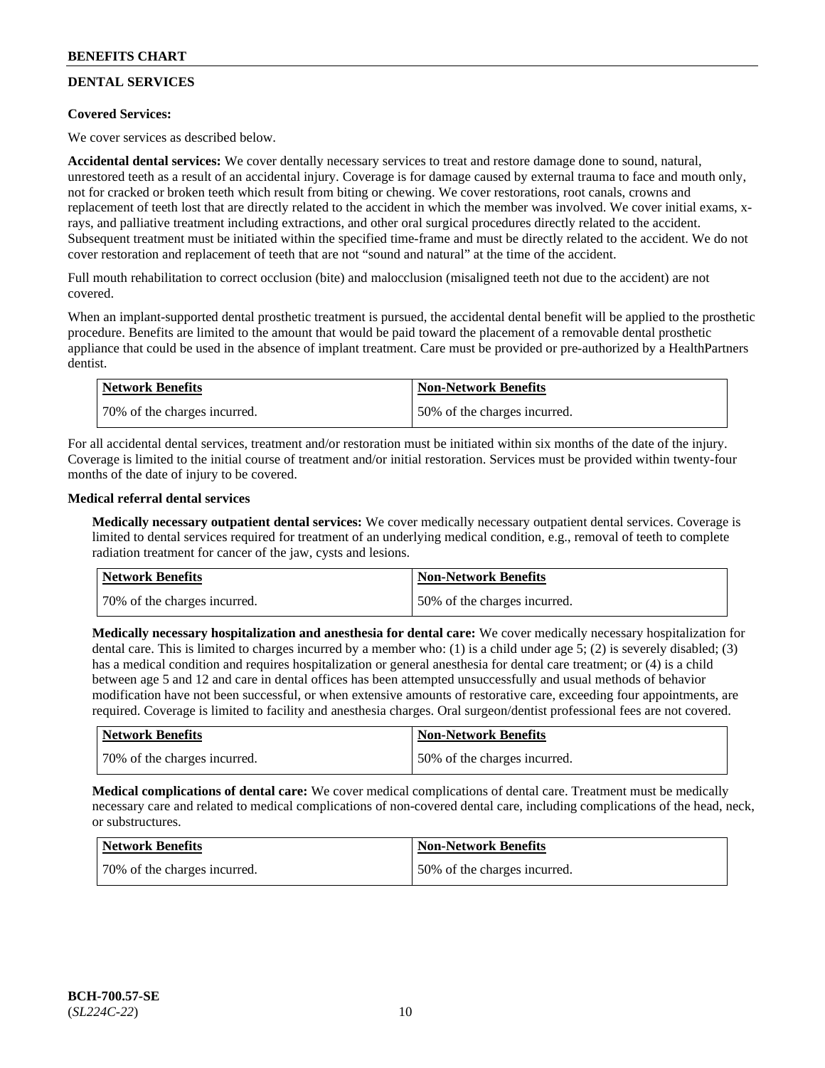## DENTAL SERVICES

**Covered Services:**

We cover services as described below.

**Accidental dental services:** We cover dentally necessary services to treat and restore damage done to sound, natural, unrestored teeth as a result of an accidental injury. Coverage is for damage caused by external trauma to face and mouth only, not for cracked or broken teeth which result from biting or chewing. We cover restorations, root canals, crowns and replacement of teeth lost that are directly related to the accident in which the member was involved. We cover initial exams, x-rays, and palliative treatment including extractions, and other oral surgical procedures directly related to the accident. Subsequent treatment must be initiated within the specified time-frame and must be directly related to the accident. We do not cover restoration and replacement of teeth that are not "sound and natural" at the time of the accident.

Full mouth rehabilitation to correct occlusion (bite) and malocclusion (misaligned teeth not due to the accident) are not covered.

When an implant-supported dental prosthetic treatment is pursued, the accidental dental benefit will be applied to the prosthetic procedure. Benefits are limited to the amount that would be paid toward the placement of a removable dental prosthetic appliance that could be used in the absence of implant treatment. Care must be provided or pre-authorized by a HealthPartners dentist.

| Network Benefits | Non-Network Benefits |
|---|---|
| 70% of the charges incurred. | 50% of the charges incurred. |

For all accidental dental services, treatment and/or restoration must be initiated within six months of the date of the injury. Coverage is limited to the initial course of treatment and/or initial restoration. Services must be provided within twenty-four months of the date of injury to be covered.

**Medical referral dental services**

**Medically necessary outpatient dental services:** We cover medically necessary outpatient dental services. Coverage is limited to dental services required for treatment of an underlying medical condition, e.g., removal of teeth to complete radiation treatment for cancer of the jaw, cysts and lesions.

| Network Benefits | Non-Network Benefits |
|---|---|
| 70% of the charges incurred. | 50% of the charges incurred. |

**Medically necessary hospitalization and anesthesia for dental care:** We cover medically necessary hospitalization for dental care. This is limited to charges incurred by a member who: (1) is a child under age 5; (2) is severely disabled; (3) has a medical condition and requires hospitalization or general anesthesia for dental care treatment; or (4) is a child between age 5 and 12 and care in dental offices has been attempted unsuccessfully and usual methods of behavior modification have not been successful, or when extensive amounts of restorative care, exceeding four appointments, are required. Coverage is limited to facility and anesthesia charges. Oral surgeon/dentist professional fees are not covered.

| Network Benefits | Non-Network Benefits |
|---|---|
| 70% of the charges incurred. | 50% of the charges incurred. |

**Medical complications of dental care:** We cover medical complications of dental care. Treatment must be medically necessary care and related to medical complications of non-covered dental care, including complications of the head, neck, or substructures.

| Network Benefits | Non-Network Benefits |
|---|---|
| 70% of the charges incurred. | 50% of the charges incurred. |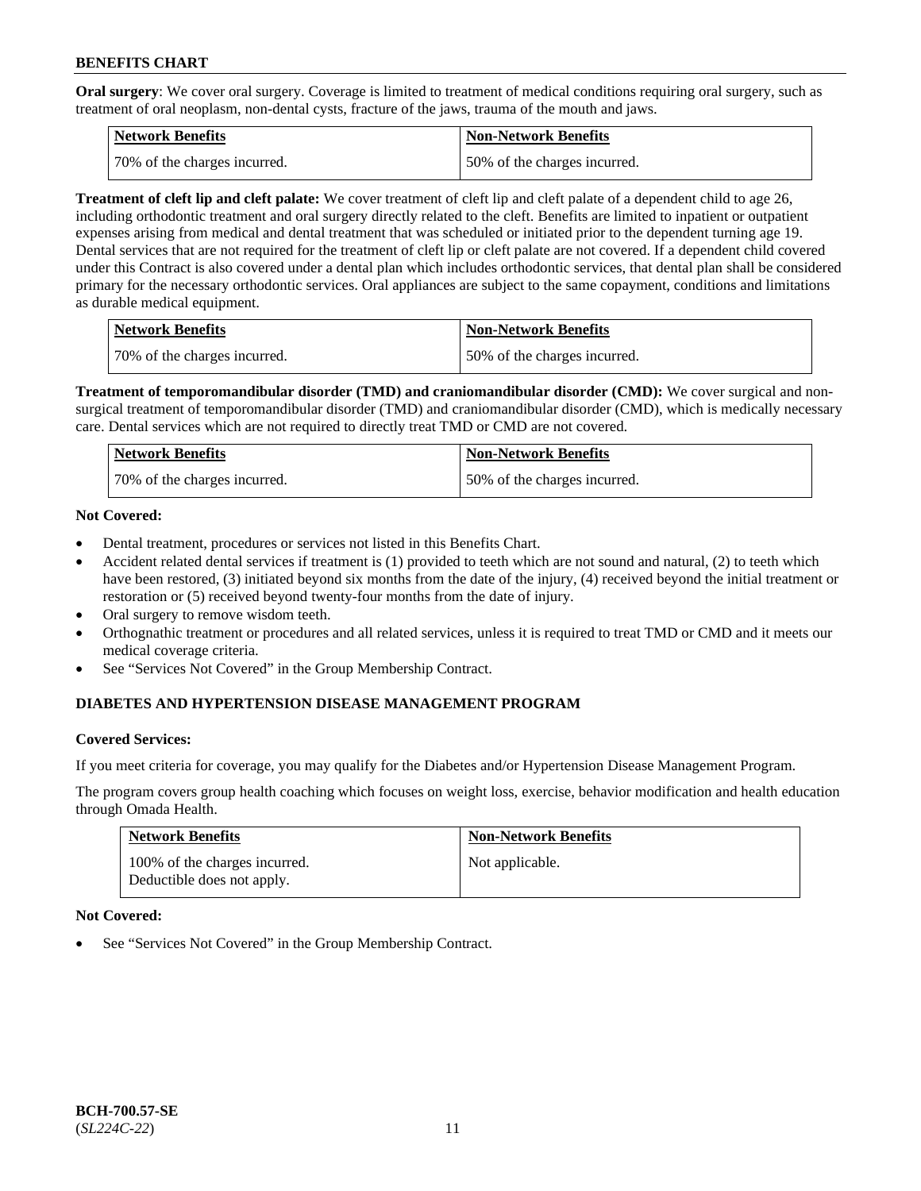**Oral surgery**: We cover oral surgery. Coverage is limited to treatment of medical conditions requiring oral surgery, such as treatment of oral neoplasm, non-dental cysts, fracture of the jaws, trauma of the mouth and jaws.

| Network Benefits | Non-Network Benefits |
| --- | --- |
| 70% of the charges incurred. | 50% of the charges incurred. |

**Treatment of cleft lip and cleft palate:** We cover treatment of cleft lip and cleft palate of a dependent child to age 26, including orthodontic treatment and oral surgery directly related to the cleft. Benefits are limited to inpatient or outpatient expenses arising from medical and dental treatment that was scheduled or initiated prior to the dependent turning age 19. Dental services that are not required for the treatment of cleft lip or cleft palate are not covered. If a dependent child covered under this Contract is also covered under a dental plan which includes orthodontic services, that dental plan shall be considered primary for the necessary orthodontic services. Oral appliances are subject to the same copayment, conditions and limitations as durable medical equipment.

| Network Benefits | Non-Network Benefits |
| --- | --- |
| 70% of the charges incurred. | 50% of the charges incurred. |

**Treatment of temporomandibular disorder (TMD) and craniomandibular disorder (CMD):** We cover surgical and non-surgical treatment of temporomandibular disorder (TMD) and craniomandibular disorder (CMD), which is medically necessary care. Dental services which are not required to directly treat TMD or CMD are not covered.

| Network Benefits | Non-Network Benefits |
| --- | --- |
| 70% of the charges incurred. | 50% of the charges incurred. |

**Not Covered:**

- Dental treatment, procedures or services not listed in this Benefits Chart.
- Accident related dental services if treatment is (1) provided to teeth which are not sound and natural, (2) to teeth which have been restored, (3) initiated beyond six months from the date of the injury, (4) received beyond the initial treatment or restoration or (5) received beyond twenty-four months from the date of injury.
- Oral surgery to remove wisdom teeth.
- Orthognathic treatment or procedures and all related services, unless it is required to treat TMD or CMD and it meets our medical coverage criteria.
- See "Services Not Covered" in the Group Membership Contract.

## DIABETES AND HYPERTENSION DISEASE MANAGEMENT PROGRAM

**Covered Services:**

If you meet criteria for coverage, you may qualify for the Diabetes and/or Hypertension Disease Management Program.

The program covers group health coaching which focuses on weight loss, exercise, behavior modification and health education through Omada Health.

| Network Benefits | Non-Network Benefits |
| --- | --- |
| 100% of the charges incurred. Deductible does not apply. | Not applicable. |

**Not Covered:**

- See "Services Not Covered" in the Group Membership Contract.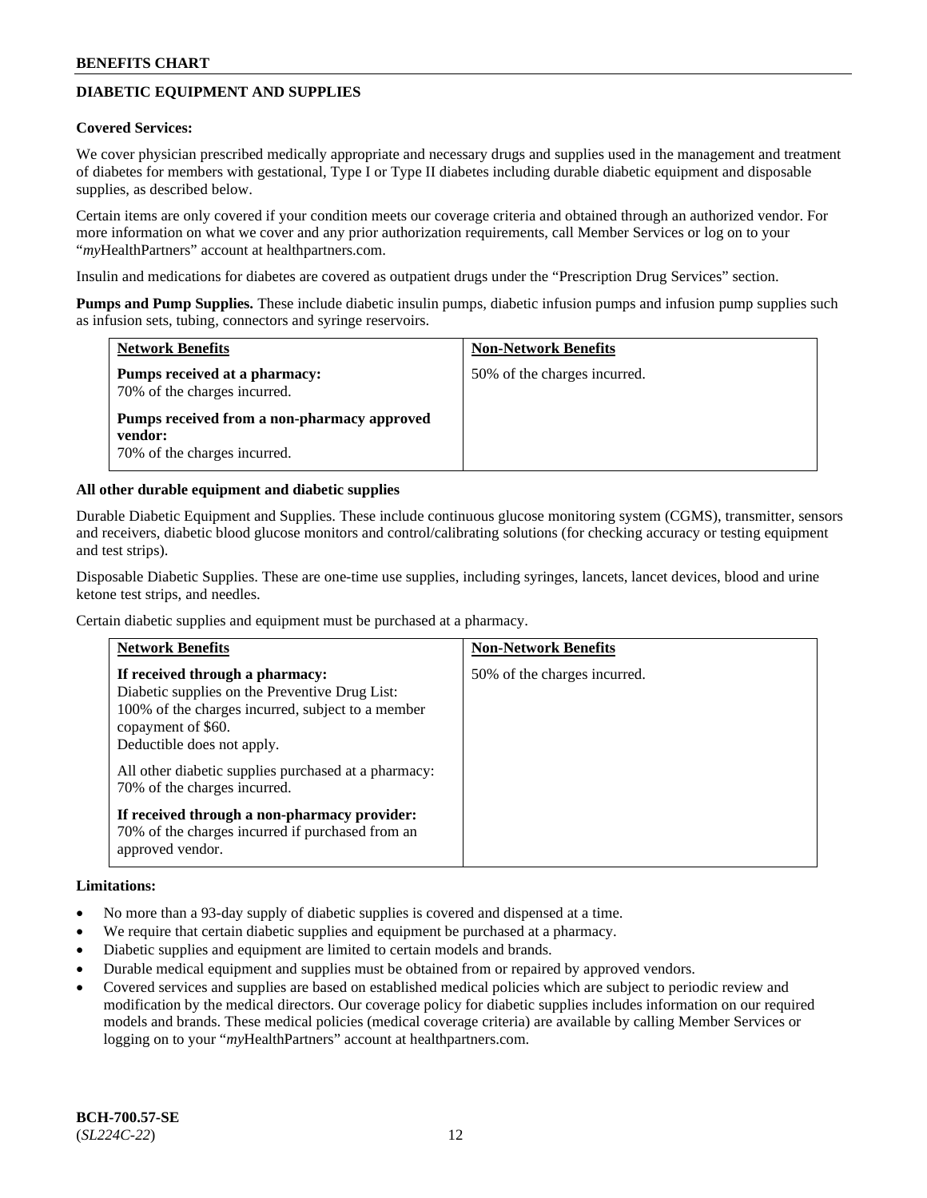## DIABETIC EQUIPMENT AND SUPPLIES

**Covered Services:**

We cover physician prescribed medically appropriate and necessary drugs and supplies used in the management and treatment of diabetes for members with gestational, Type I or Type II diabetes including durable diabetic equipment and disposable supplies, as described below.

Certain items are only covered if your condition meets our coverage criteria and obtained through an authorized vendor. For more information on what we cover and any prior authorization requirements, call Member Services or log on to your "*my*HealthPartners" account at healthpartners.com.

Insulin and medications for diabetes are covered as outpatient drugs under the "Prescription Drug Services" section.

**Pumps and Pump Supplies.** These include diabetic insulin pumps, diabetic infusion pumps and infusion pump supplies such as infusion sets, tubing, connectors and syringe reservoirs.

| Network Benefits | Non-Network Benefits |
|---|---|
| **Pumps received at a pharmacy:**<br>70% of the charges incurred.<br><br>**Pumps received from a non-pharmacy approved vendor:**<br>70% of the charges incurred. | 50% of the charges incurred. |

**All other durable equipment and diabetic supplies**

Durable Diabetic Equipment and Supplies. These include continuous glucose monitoring system (CGMS), transmitter, sensors and receivers, diabetic blood glucose monitors and control/calibrating solutions (for checking accuracy or testing equipment and test strips).

Disposable Diabetic Supplies. These are one-time use supplies, including syringes, lancets, lancet devices, blood and urine ketone test strips, and needles.

Certain diabetic supplies and equipment must be purchased at a pharmacy.

| Network Benefits | Non-Network Benefits |
|---|---|
| **If received through a pharmacy:**<br>Diabetic supplies on the Preventive Drug List:<br>100% of the charges incurred, subject to a member copayment of $60.<br>Deductible does not apply.<br><br>All other diabetic supplies purchased at a pharmacy:<br>70% of the charges incurred.<br><br>**If received through a non-pharmacy provider:**<br>70% of the charges incurred if purchased from an approved vendor. | 50% of the charges incurred. |

**Limitations:**

- No more than a 93-day supply of diabetic supplies is covered and dispensed at a time.
- We require that certain diabetic supplies and equipment be purchased at a pharmacy.
- Diabetic supplies and equipment are limited to certain models and brands.
- Durable medical equipment and supplies must be obtained from or repaired by approved vendors.
- Covered services and supplies are based on established medical policies which are subject to periodic review and modification by the medical directors. Our coverage policy for diabetic supplies includes information on our required models and brands. These medical policies (medical coverage criteria) are available by calling Member Services or logging on to your "*my*HealthPartners" account at healthpartners.com.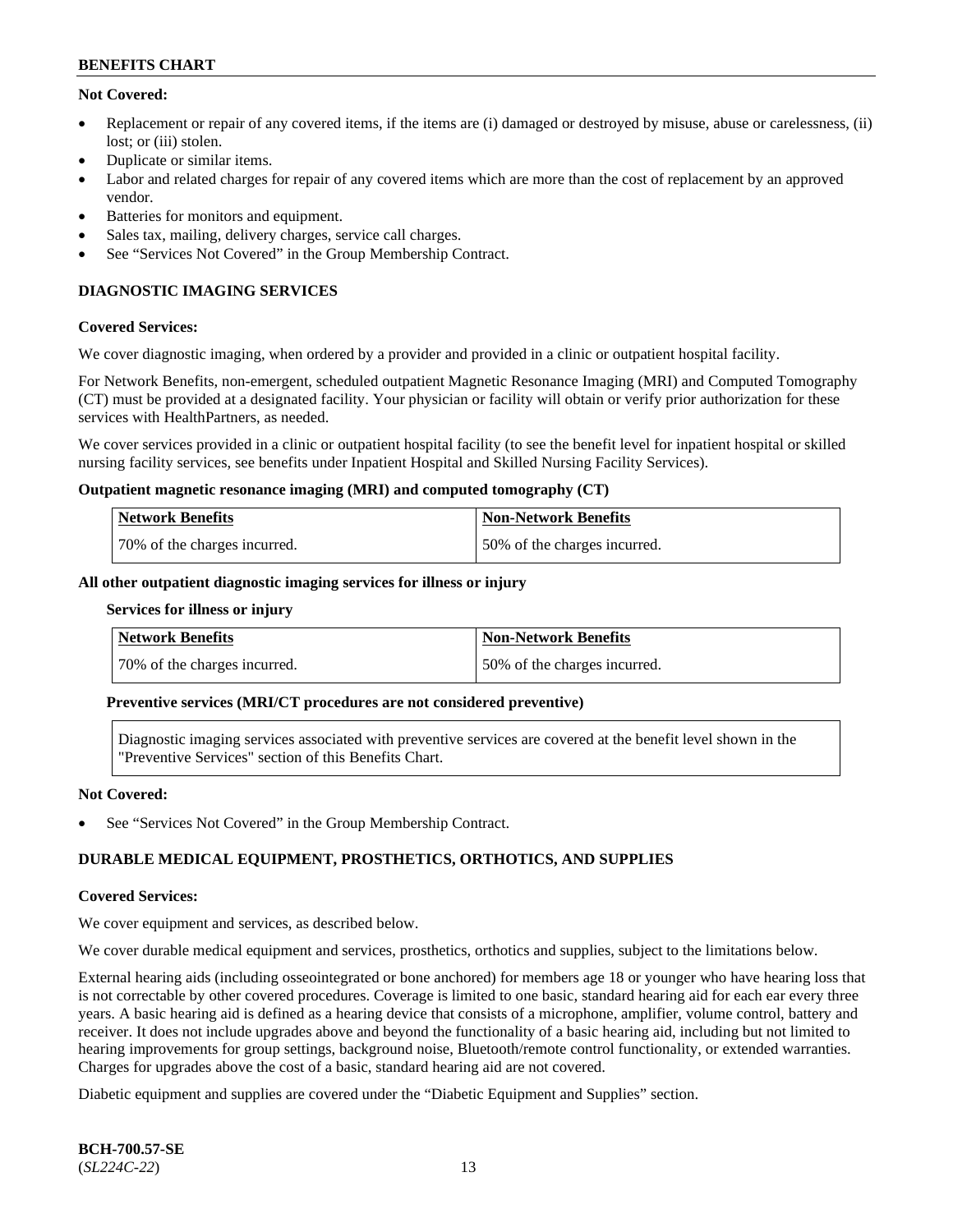**Not Covered:**

- Replacement or repair of any covered items, if the items are (i) damaged or destroyed by misuse, abuse or carelessness, (ii) lost; or (iii) stolen.
- Duplicate or similar items.
- Labor and related charges for repair of any covered items which are more than the cost of replacement by an approved vendor.
- Batteries for monitors and equipment.
- Sales tax, mailing, delivery charges, service call charges.
- See "Services Not Covered" in the Group Membership Contract.

## DIAGNOSTIC IMAGING SERVICES

**Covered Services:**

We cover diagnostic imaging, when ordered by a provider and provided in a clinic or outpatient hospital facility.

For Network Benefits, non-emergent, scheduled outpatient Magnetic Resonance Imaging (MRI) and Computed Tomography (CT) must be provided at a designated facility. Your physician or facility will obtain or verify prior authorization for these services with HealthPartners, as needed.

We cover services provided in a clinic or outpatient hospital facility (to see the benefit level for inpatient hospital or skilled nursing facility services, see benefits under Inpatient Hospital and Skilled Nursing Facility Services).

**Outpatient magnetic resonance imaging (MRI) and computed tomography (CT)**

| Network Benefits | Non-Network Benefits |
|---|---|
| 70% of the charges incurred. | 50% of the charges incurred. |

**All other outpatient diagnostic imaging services for illness or injury**

**Services for illness or injury**

| Network Benefits | Non-Network Benefits |
|---|---|
| 70% of the charges incurred. | 50% of the charges incurred. |

**Preventive services (MRI/CT procedures are not considered preventive)**

| Diagnostic imaging services associated with preventive services are covered at the benefit level shown in the "Preventive Services" section of this Benefits Chart. |
|---|

**Not Covered:**

- See "Services Not Covered" in the Group Membership Contract.

## DURABLE MEDICAL EQUIPMENT, PROSTHETICS, ORTHOTICS, AND SUPPLIES

**Covered Services:**

We cover equipment and services, as described below.

We cover durable medical equipment and services, prosthetics, orthotics and supplies, subject to the limitations below.

External hearing aids (including osseointegrated or bone anchored) for members age 18 or younger who have hearing loss that is not correctable by other covered procedures. Coverage is limited to one basic, standard hearing aid for each ear every three years. A basic hearing aid is defined as a hearing device that consists of a microphone, amplifier, volume control, battery and receiver. It does not include upgrades above and beyond the functionality of a basic hearing aid, including but not limited to hearing improvements for group settings, background noise, Bluetooth/remote control functionality, or extended warranties. Charges for upgrades above the cost of a basic, standard hearing aid are not covered.

Diabetic equipment and supplies are covered under the "Diabetic Equipment and Supplies" section.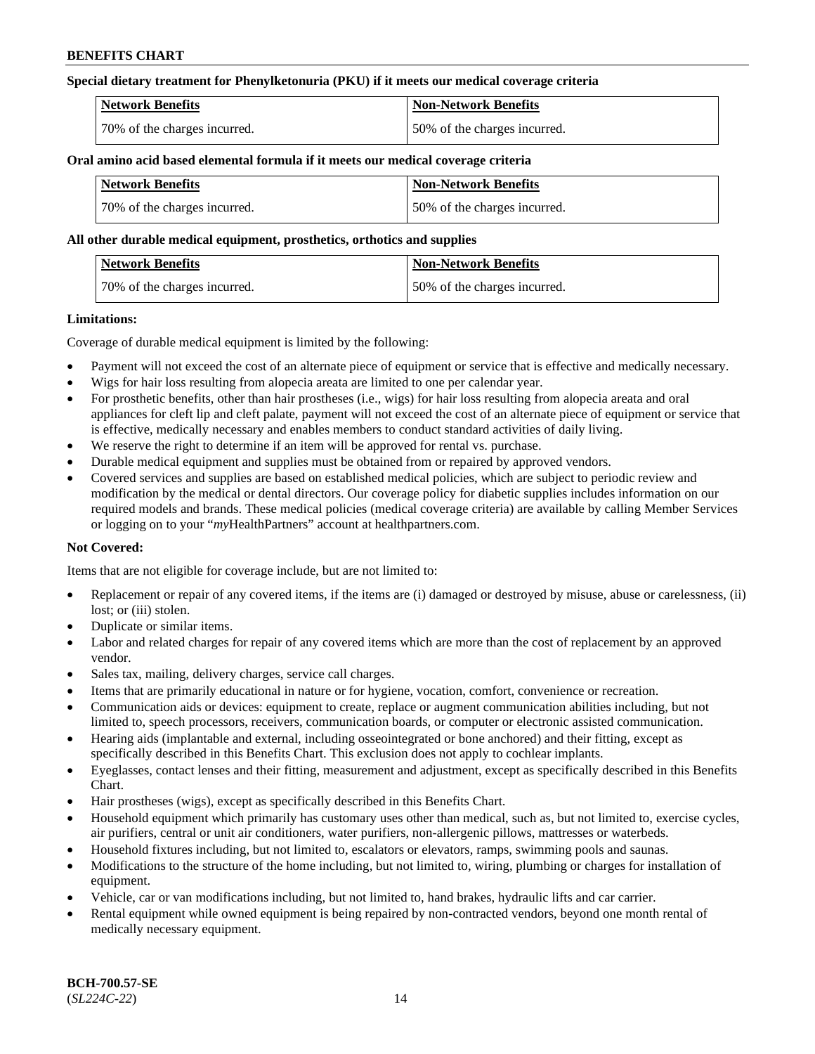**Special dietary treatment for Phenylketonuria (PKU) if it meets our medical coverage criteria**

| Network Benefits | Non-Network Benefits |
|---|---|
| 70% of the charges incurred. | 50% of the charges incurred. |

**Oral amino acid based elemental formula if it meets our medical coverage criteria**

| Network Benefits | Non-Network Benefits |
|---|---|
| 70% of the charges incurred. | 50% of the charges incurred. |

**All other durable medical equipment, prosthetics, orthotics and supplies**

| Network Benefits | Non-Network Benefits |
|---|---|
| 70% of the charges incurred. | 50% of the charges incurred. |

**Limitations:**

Coverage of durable medical equipment is limited by the following:

- Payment will not exceed the cost of an alternate piece of equipment or service that is effective and medically necessary.
- Wigs for hair loss resulting from alopecia areata are limited to one per calendar year.
- For prosthetic benefits, other than hair prostheses (i.e., wigs) for hair loss resulting from alopecia areata and oral appliances for cleft lip and cleft palate, payment will not exceed the cost of an alternate piece of equipment or service that is effective, medically necessary and enables members to conduct standard activities of daily living.
- We reserve the right to determine if an item will be approved for rental vs. purchase.
- Durable medical equipment and supplies must be obtained from or repaired by approved vendors.
- Covered services and supplies are based on established medical policies, which are subject to periodic review and modification by the medical or dental directors. Our coverage policy for diabetic supplies includes information on our required models and brands. These medical policies (medical coverage criteria) are available by calling Member Services or logging on to your "*my*HealthPartners" account at healthpartners.com.

**Not Covered:**

Items that are not eligible for coverage include, but are not limited to:

- Replacement or repair of any covered items, if the items are (i) damaged or destroyed by misuse, abuse or carelessness, (ii) lost; or (iii) stolen.
- Duplicate or similar items.
- Labor and related charges for repair of any covered items which are more than the cost of replacement by an approved vendor.
- Sales tax, mailing, delivery charges, service call charges.
- Items that are primarily educational in nature or for hygiene, vocation, comfort, convenience or recreation.
- Communication aids or devices: equipment to create, replace or augment communication abilities including, but not limited to, speech processors, receivers, communication boards, or computer or electronic assisted communication.
- Hearing aids (implantable and external, including osseointegrated or bone anchored) and their fitting, except as specifically described in this Benefits Chart. This exclusion does not apply to cochlear implants.
- Eyeglasses, contact lenses and their fitting, measurement and adjustment, except as specifically described in this Benefits Chart.
- Hair prostheses (wigs), except as specifically described in this Benefits Chart.
- Household equipment which primarily has customary uses other than medical, such as, but not limited to, exercise cycles, air purifiers, central or unit air conditioners, water purifiers, non-allergenic pillows, mattresses or waterbeds.
- Household fixtures including, but not limited to, escalators or elevators, ramps, swimming pools and saunas.
- Modifications to the structure of the home including, but not limited to, wiring, plumbing or charges for installation of equipment.
- Vehicle, car or van modifications including, but not limited to, hand brakes, hydraulic lifts and car carrier.
- Rental equipment while owned equipment is being repaired by non-contracted vendors, beyond one month rental of medically necessary equipment.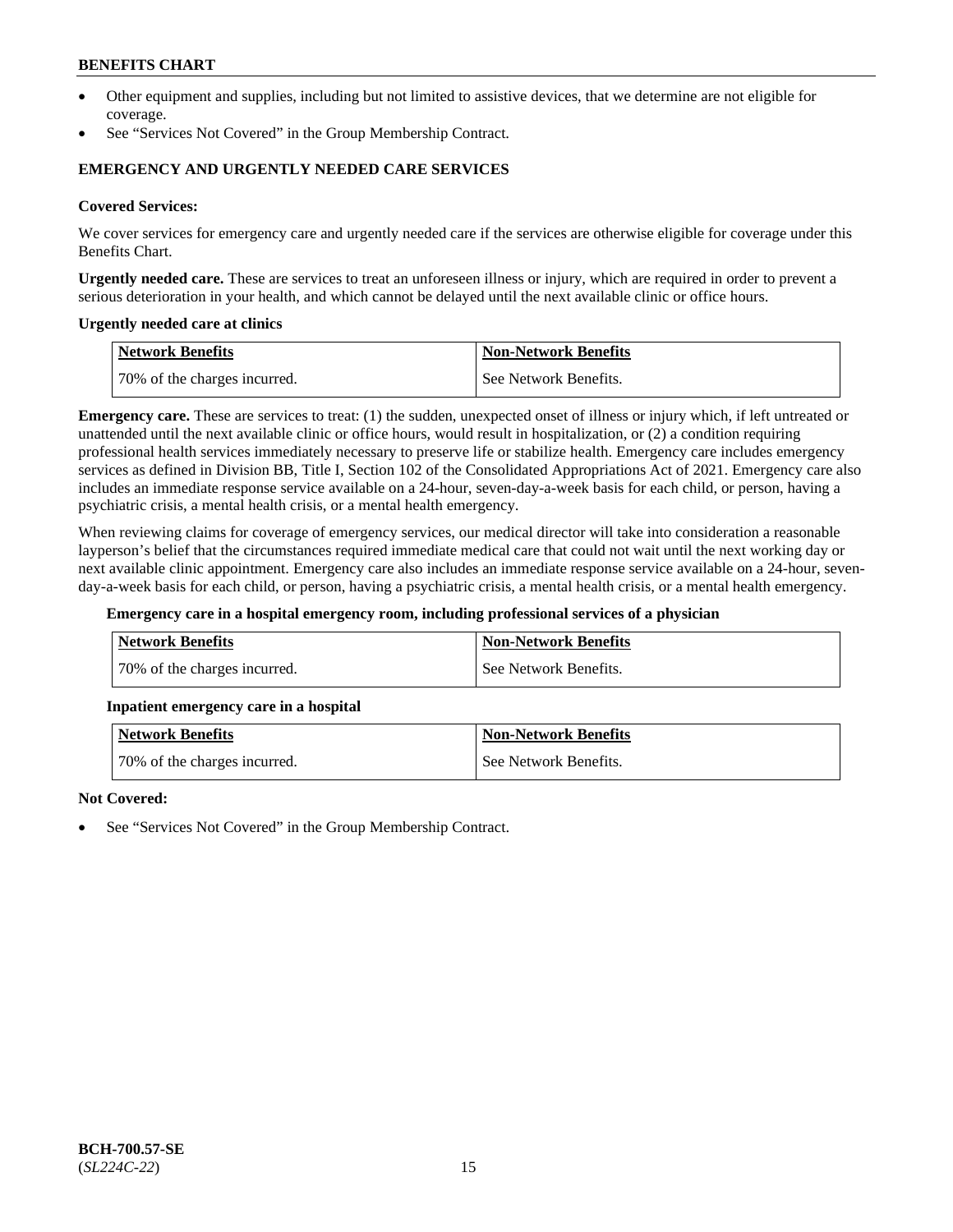- Other equipment and supplies, including but not limited to assistive devices, that we determine are not eligible for coverage.
- See "Services Not Covered" in the Group Membership Contract.

## EMERGENCY AND URGENTLY NEEDED CARE SERVICES

**Covered Services:**

We cover services for emergency care and urgently needed care if the services are otherwise eligible for coverage under this Benefits Chart.

**Urgently needed care.** These are services to treat an unforeseen illness or injury, which are required in order to prevent a serious deterioration in your health, and which cannot be delayed until the next available clinic or office hours.

**Urgently needed care at clinics**

| Network Benefits | Non-Network Benefits |
|---|---|
| 70% of the charges incurred. | See Network Benefits. |

**Emergency care.** These are services to treat: (1) the sudden, unexpected onset of illness or injury which, if left untreated or unattended until the next available clinic or office hours, would result in hospitalization, or (2) a condition requiring professional health services immediately necessary to preserve life or stabilize health. Emergency care includes emergency services as defined in Division BB, Title I, Section 102 of the Consolidated Appropriations Act of 2021. Emergency care also includes an immediate response service available on a 24-hour, seven-day-a-week basis for each child, or person, having a psychiatric crisis, a mental health crisis, or a mental health emergency.

When reviewing claims for coverage of emergency services, our medical director will take into consideration a reasonable layperson's belief that the circumstances required immediate medical care that could not wait until the next working day or next available clinic appointment. Emergency care also includes an immediate response service available on a 24-hour, seven-day-a-week basis for each child, or person, having a psychiatric crisis, a mental health crisis, or a mental health emergency.

**Emergency care in a hospital emergency room, including professional services of a physician**

| Network Benefits | Non-Network Benefits |
|---|---|
| 70% of the charges incurred. | See Network Benefits. |

**Inpatient emergency care in a hospital**

| Network Benefits | Non-Network Benefits |
|---|---|
| 70% of the charges incurred. | See Network Benefits. |

**Not Covered:**

- See "Services Not Covered" in the Group Membership Contract.

BCH-700.57-SE
(*SL224C-22*)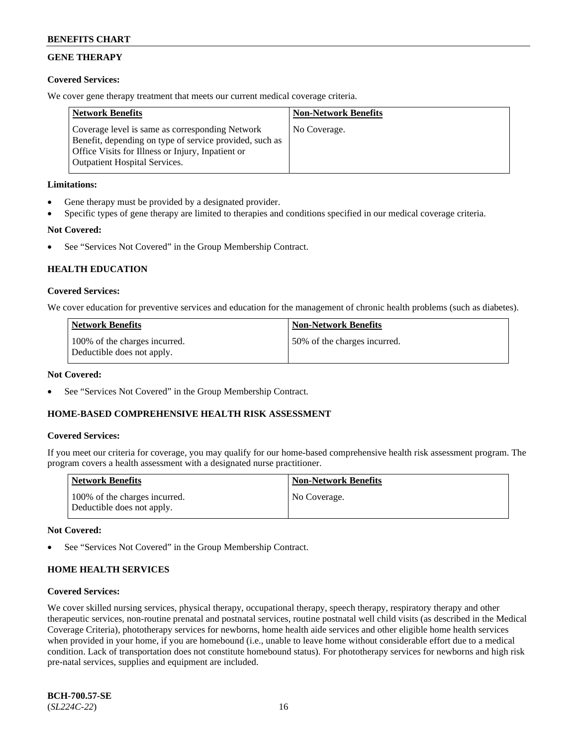## GENE THERAPY

**Covered Services:**

We cover gene therapy treatment that meets our current medical coverage criteria.

| Network Benefits | Non-Network Benefits |
|---|---|
| Coverage level is same as corresponding Network Benefit, depending on type of service provided, such as Office Visits for Illness or Injury, Inpatient or Outpatient Hospital Services. | No Coverage. |

**Limitations:**

- Gene therapy must be provided by a designated provider.
- Specific types of gene therapy are limited to therapies and conditions specified in our medical coverage criteria.

**Not Covered:**

- See "Services Not Covered" in the Group Membership Contract.

## HEALTH EDUCATION

**Covered Services:**

We cover education for preventive services and education for the management of chronic health problems (such as diabetes).

| Network Benefits | Non-Network Benefits |
|---|---|
| 100% of the charges incurred. Deductible does not apply. | 50% of the charges incurred. |

**Not Covered:**

- See "Services Not Covered" in the Group Membership Contract.

## HOME-BASED COMPREHENSIVE HEALTH RISK ASSESSMENT

**Covered Services:**

If you meet our criteria for coverage, you may qualify for our home-based comprehensive health risk assessment program. The program covers a health assessment with a designated nurse practitioner.

| Network Benefits | Non-Network Benefits |
|---|---|
| 100% of the charges incurred. Deductible does not apply. | No Coverage. |

**Not Covered:**

- See "Services Not Covered" in the Group Membership Contract.

## HOME HEALTH SERVICES

**Covered Services:**

We cover skilled nursing services, physical therapy, occupational therapy, speech therapy, respiratory therapy and other therapeutic services, non-routine prenatal and postnatal services, routine postnatal well child visits (as described in the Medical Coverage Criteria), phototherapy services for newborns, home health aide services and other eligible home health services when provided in your home, if you are homebound (i.e., unable to leave home without considerable effort due to a medical condition. Lack of transportation does not constitute homebound status). For phototherapy services for newborns and high risk pre-natal services, supplies and equipment are included.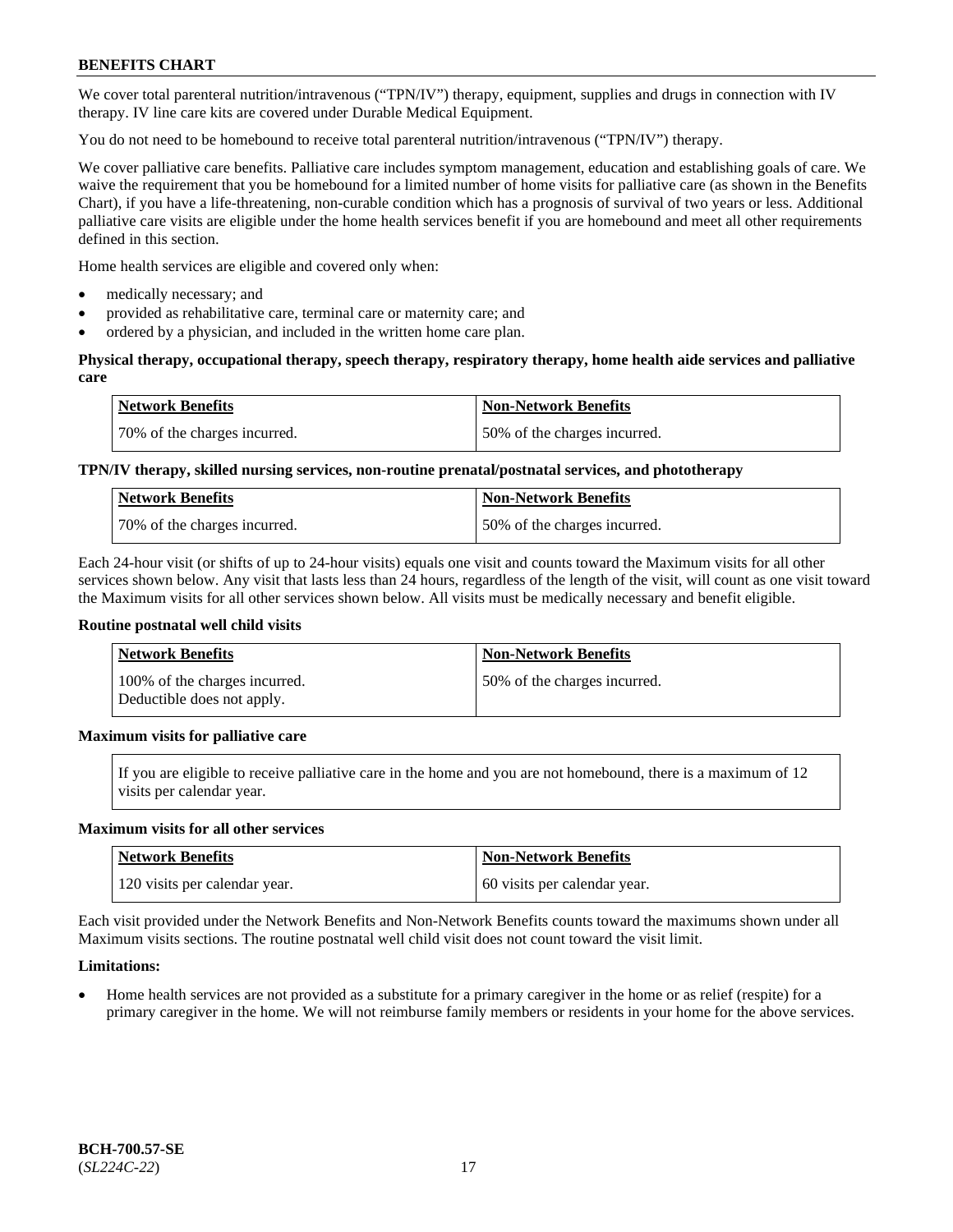We cover total parenteral nutrition/intravenous ("TPN/IV") therapy, equipment, supplies and drugs in connection with IV therapy. IV line care kits are covered under Durable Medical Equipment.

You do not need to be homebound to receive total parenteral nutrition/intravenous ("TPN/IV") therapy.

We cover palliative care benefits. Palliative care includes symptom management, education and establishing goals of care. We waive the requirement that you be homebound for a limited number of home visits for palliative care (as shown in the Benefits Chart), if you have a life-threatening, non-curable condition which has a prognosis of survival of two years or less. Additional palliative care visits are eligible under the home health services benefit if you are homebound and meet all other requirements defined in this section.

Home health services are eligible and covered only when:

- medically necessary; and
- provided as rehabilitative care, terminal care or maternity care; and
- ordered by a physician, and included in the written home care plan.

**Physical therapy, occupational therapy, speech therapy, respiratory therapy, home health aide services and palliative care**

| Network Benefits | Non-Network Benefits |
|---|---|
| 70% of the charges incurred. | 50% of the charges incurred. |

**TPN/IV therapy, skilled nursing services, non-routine prenatal/postnatal services, and phototherapy**

| Network Benefits | Non-Network Benefits |
|---|---|
| 70% of the charges incurred. | 50% of the charges incurred. |

Each 24-hour visit (or shifts of up to 24-hour visits) equals one visit and counts toward the Maximum visits for all other services shown below. Any visit that lasts less than 24 hours, regardless of the length of the visit, will count as one visit toward the Maximum visits for all other services shown below. All visits must be medically necessary and benefit eligible.

**Routine postnatal well child visits**

| Network Benefits | Non-Network Benefits |
|---|---|
| 100% of the charges incurred. Deductible does not apply. | 50% of the charges incurred. |

**Maximum visits for palliative care**

| If you are eligible to receive palliative care in the home and you are not homebound, there is a maximum of 12 visits per calendar year. |
|---|

**Maximum visits for all other services**

| Network Benefits | Non-Network Benefits |
|---|---|
| 120 visits per calendar year. | 60 visits per calendar year. |

Each visit provided under the Network Benefits and Non-Network Benefits counts toward the maximums shown under all Maximum visits sections. The routine postnatal well child visit does not count toward the visit limit.

**Limitations:**

- Home health services are not provided as a substitute for a primary caregiver in the home or as relief (respite) for a primary caregiver in the home. We will not reimburse family members or residents in your home for the above services.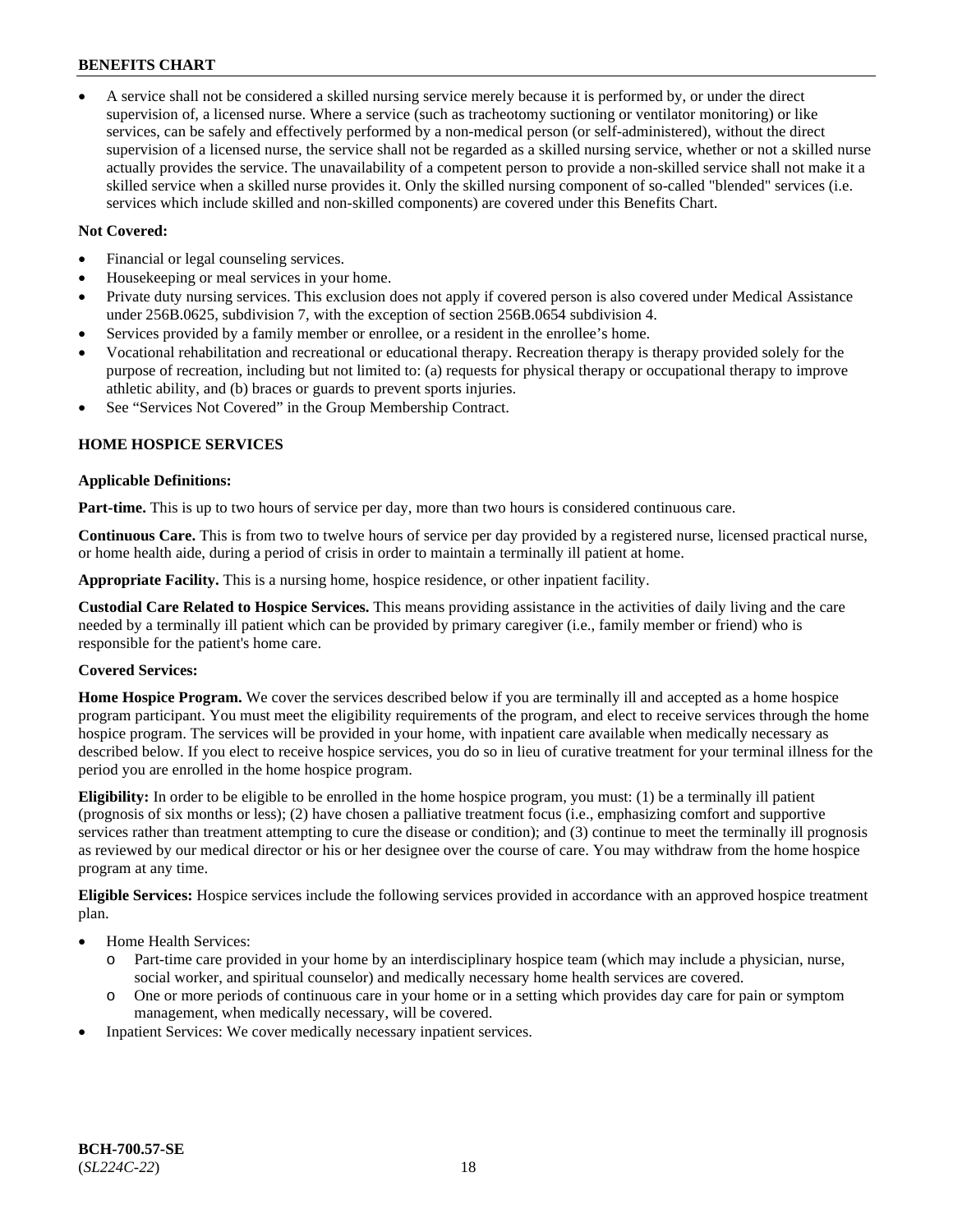- A service shall not be considered a skilled nursing service merely because it is performed by, or under the direct supervision of, a licensed nurse. Where a service (such as tracheotomy suctioning or ventilator monitoring) or like services, can be safely and effectively performed by a non-medical person (or self-administered), without the direct supervision of a licensed nurse, the service shall not be regarded as a skilled nursing service, whether or not a skilled nurse actually provides the service. The unavailability of a competent person to provide a non-skilled service shall not make it a skilled service when a skilled nurse provides it. Only the skilled nursing component of so-called "blended" services (i.e. services which include skilled and non-skilled components) are covered under this Benefits Chart.

**Not Covered:**

- Financial or legal counseling services.
- Housekeeping or meal services in your home.
- Private duty nursing services. This exclusion does not apply if covered person is also covered under Medical Assistance under 256B.0625, subdivision 7, with the exception of section 256B.0654 subdivision 4.
- Services provided by a family member or enrollee, or a resident in the enrollee's home.
- Vocational rehabilitation and recreational or educational therapy. Recreation therapy is therapy provided solely for the purpose of recreation, including but not limited to: (a) requests for physical therapy or occupational therapy to improve athletic ability, and (b) braces or guards to prevent sports injuries.
- See "Services Not Covered" in the Group Membership Contract.

**HOME HOSPICE SERVICES**

**Applicable Definitions:**

**Part-time.** This is up to two hours of service per day, more than two hours is considered continuous care.

**Continuous Care.** This is from two to twelve hours of service per day provided by a registered nurse, licensed practical nurse, or home health aide, during a period of crisis in order to maintain a terminally ill patient at home.

**Appropriate Facility.** This is a nursing home, hospice residence, or other inpatient facility.

**Custodial Care Related to Hospice Services.** This means providing assistance in the activities of daily living and the care needed by a terminally ill patient which can be provided by primary caregiver (i.e., family member or friend) who is responsible for the patient's home care.

**Covered Services:**

**Home Hospice Program.** We cover the services described below if you are terminally ill and accepted as a home hospice program participant. You must meet the eligibility requirements of the program, and elect to receive services through the home hospice program. The services will be provided in your home, with inpatient care available when medically necessary as described below. If you elect to receive hospice services, you do so in lieu of curative treatment for your terminal illness for the period you are enrolled in the home hospice program.

**Eligibility:** In order to be eligible to be enrolled in the home hospice program, you must: (1) be a terminally ill patient (prognosis of six months or less); (2) have chosen a palliative treatment focus (i.e., emphasizing comfort and supportive services rather than treatment attempting to cure the disease or condition); and (3) continue to meet the terminally ill prognosis as reviewed by our medical director or his or her designee over the course of care. You may withdraw from the home hospice program at any time.

**Eligible Services:** Hospice services include the following services provided in accordance with an approved hospice treatment plan.

- Home Health Services:
  - Part-time care provided in your home by an interdisciplinary hospice team (which may include a physician, nurse, social worker, and spiritual counselor) and medically necessary home health services are covered.
  - One or more periods of continuous care in your home or in a setting which provides day care for pain or symptom management, when medically necessary, will be covered.
- Inpatient Services: We cover medically necessary inpatient services.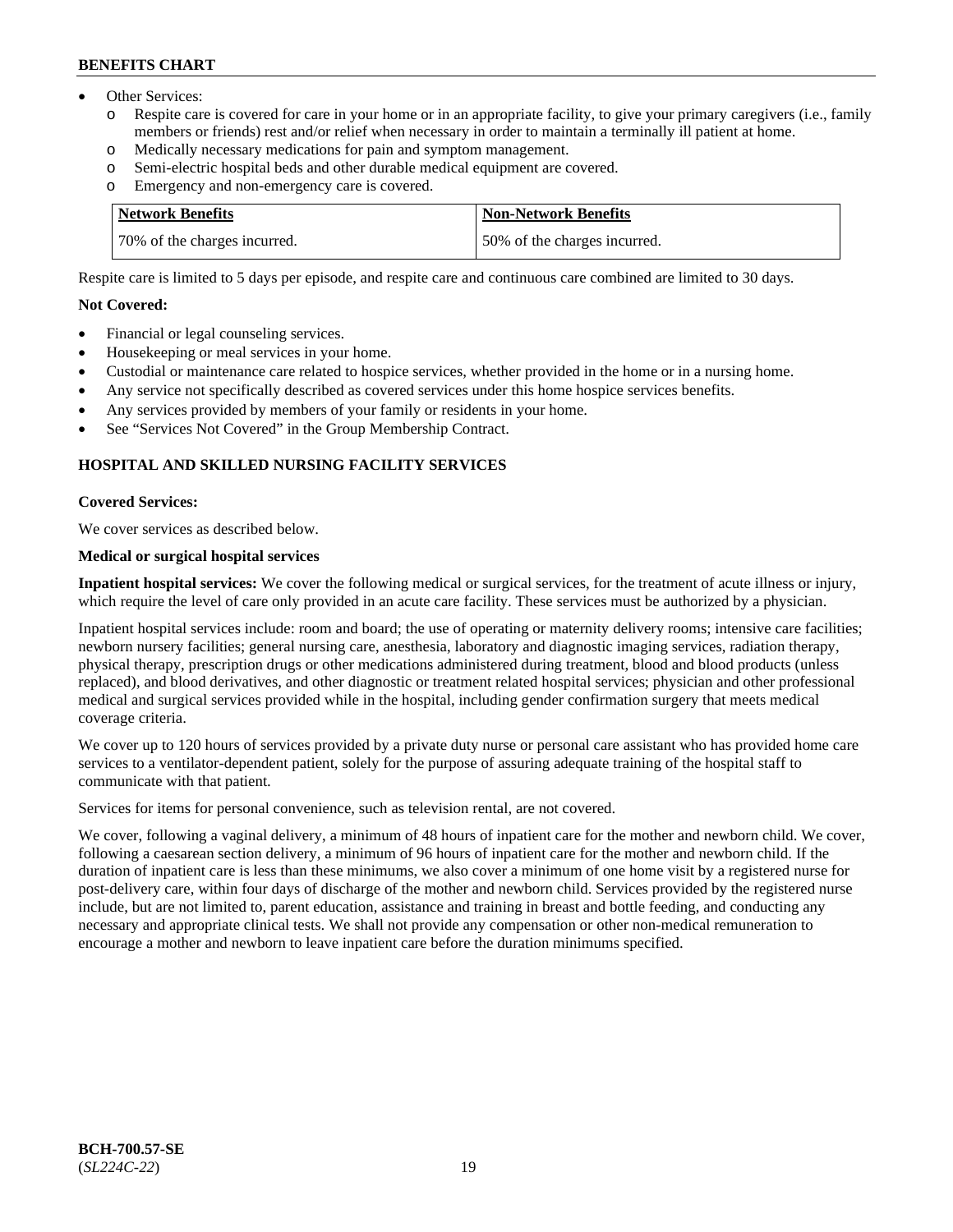- Other Services:
  - Respite care is covered for care in your home or in an appropriate facility, to give your primary caregivers (i.e., family members or friends) rest and/or relief when necessary in order to maintain a terminally ill patient at home.
  - Medically necessary medications for pain and symptom management.
  - Semi-electric hospital beds and other durable medical equipment are covered.
  - Emergency and non-emergency care is covered.

| Network Benefits | Non-Network Benefits |
|---|---|
| 70% of the charges incurred. | 50% of the charges incurred. |

Respite care is limited to 5 days per episode, and respite care and continuous care combined are limited to 30 days.

**Not Covered:**

- Financial or legal counseling services.
- Housekeeping or meal services in your home.
- Custodial or maintenance care related to hospice services, whether provided in the home or in a nursing home.
- Any service not specifically described as covered services under this home hospice services benefits.
- Any services provided by members of your family or residents in your home.
- See "Services Not Covered" in the Group Membership Contract.

## HOSPITAL AND SKILLED NURSING FACILITY SERVICES

**Covered Services:**

We cover services as described below.

**Medical or surgical hospital services**

**Inpatient hospital services:** We cover the following medical or surgical services, for the treatment of acute illness or injury, which require the level of care only provided in an acute care facility. These services must be authorized by a physician.

Inpatient hospital services include: room and board; the use of operating or maternity delivery rooms; intensive care facilities; newborn nursery facilities; general nursing care, anesthesia, laboratory and diagnostic imaging services, radiation therapy, physical therapy, prescription drugs or other medications administered during treatment, blood and blood products (unless replaced), and blood derivatives, and other diagnostic or treatment related hospital services; physician and other professional medical and surgical services provided while in the hospital, including gender confirmation surgery that meets medical coverage criteria.

We cover up to 120 hours of services provided by a private duty nurse or personal care assistant who has provided home care services to a ventilator-dependent patient, solely for the purpose of assuring adequate training of the hospital staff to communicate with that patient.

Services for items for personal convenience, such as television rental, are not covered.

We cover, following a vaginal delivery, a minimum of 48 hours of inpatient care for the mother and newborn child. We cover, following a caesarean section delivery, a minimum of 96 hours of inpatient care for the mother and newborn child. If the duration of inpatient care is less than these minimums, we also cover a minimum of one home visit by a registered nurse for post-delivery care, within four days of discharge of the mother and newborn child. Services provided by the registered nurse include, but are not limited to, parent education, assistance and training in breast and bottle feeding, and conducting any necessary and appropriate clinical tests. We shall not provide any compensation or other non-medical remuneration to encourage a mother and newborn to leave inpatient care before the duration minimums specified.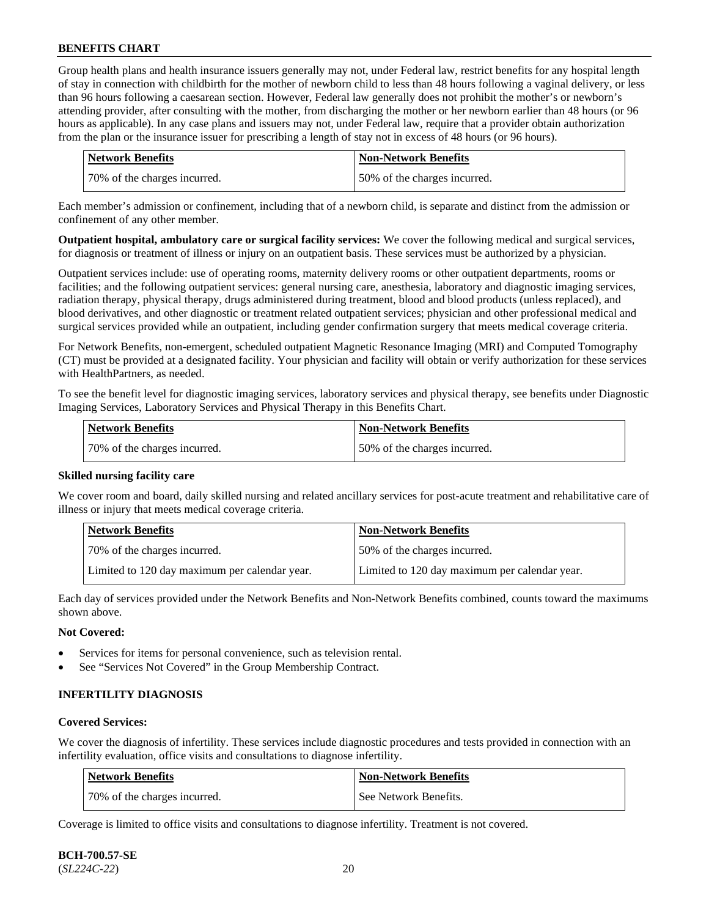Group health plans and health insurance issuers generally may not, under Federal law, restrict benefits for any hospital length of stay in connection with childbirth for the mother of newborn child to less than 48 hours following a vaginal delivery, or less than 96 hours following a caesarean section. However, Federal law generally does not prohibit the mother's or newborn's attending provider, after consulting with the mother, from discharging the mother or her newborn earlier than 48 hours (or 96 hours as applicable). In any case plans and issuers may not, under Federal law, require that a provider obtain authorization from the plan or the insurance issuer for prescribing a length of stay not in excess of 48 hours (or 96 hours).

| Network Benefits | Non-Network Benefits |
|---|---|
| 70% of the charges incurred. | 50% of the charges incurred. |

Each member's admission or confinement, including that of a newborn child, is separate and distinct from the admission or confinement of any other member.

**Outpatient hospital, ambulatory care or surgical facility services:** We cover the following medical and surgical services, for diagnosis or treatment of illness or injury on an outpatient basis. These services must be authorized by a physician.

Outpatient services include: use of operating rooms, maternity delivery rooms or other outpatient departments, rooms or facilities; and the following outpatient services: general nursing care, anesthesia, laboratory and diagnostic imaging services, radiation therapy, physical therapy, drugs administered during treatment, blood and blood products (unless replaced), and blood derivatives, and other diagnostic or treatment related outpatient services; physician and other professional medical and surgical services provided while an outpatient, including gender confirmation surgery that meets medical coverage criteria.

For Network Benefits, non-emergent, scheduled outpatient Magnetic Resonance Imaging (MRI) and Computed Tomography (CT) must be provided at a designated facility. Your physician and facility will obtain or verify authorization for these services with HealthPartners, as needed.

To see the benefit level for diagnostic imaging services, laboratory services and physical therapy, see benefits under Diagnostic Imaging Services, Laboratory Services and Physical Therapy in this Benefits Chart.

| Network Benefits | Non-Network Benefits |
|---|---|
| 70% of the charges incurred. | 50% of the charges incurred. |

**Skilled nursing facility care**

We cover room and board, daily skilled nursing and related ancillary services for post-acute treatment and rehabilitative care of illness or injury that meets medical coverage criteria.

| Network Benefits | Non-Network Benefits |
|---|---|
| 70% of the charges incurred. | 50% of the charges incurred. |
| Limited to 120 day maximum per calendar year. | Limited to 120 day maximum per calendar year. |

Each day of services provided under the Network Benefits and Non-Network Benefits combined, counts toward the maximums shown above.

**Not Covered:**

- Services for items for personal convenience, such as television rental.
- See "Services Not Covered" in the Group Membership Contract.

## INFERTILITY DIAGNOSIS

**Covered Services:**

We cover the diagnosis of infertility. These services include diagnostic procedures and tests provided in connection with an infertility evaluation, office visits and consultations to diagnose infertility.

| Network Benefits | Non-Network Benefits |
|---|---|
| 70% of the charges incurred. | See Network Benefits. |

Coverage is limited to office visits and consultations to diagnose infertility. Treatment is not covered.

**BCH-700.57-SE**
(*SL224C-22*)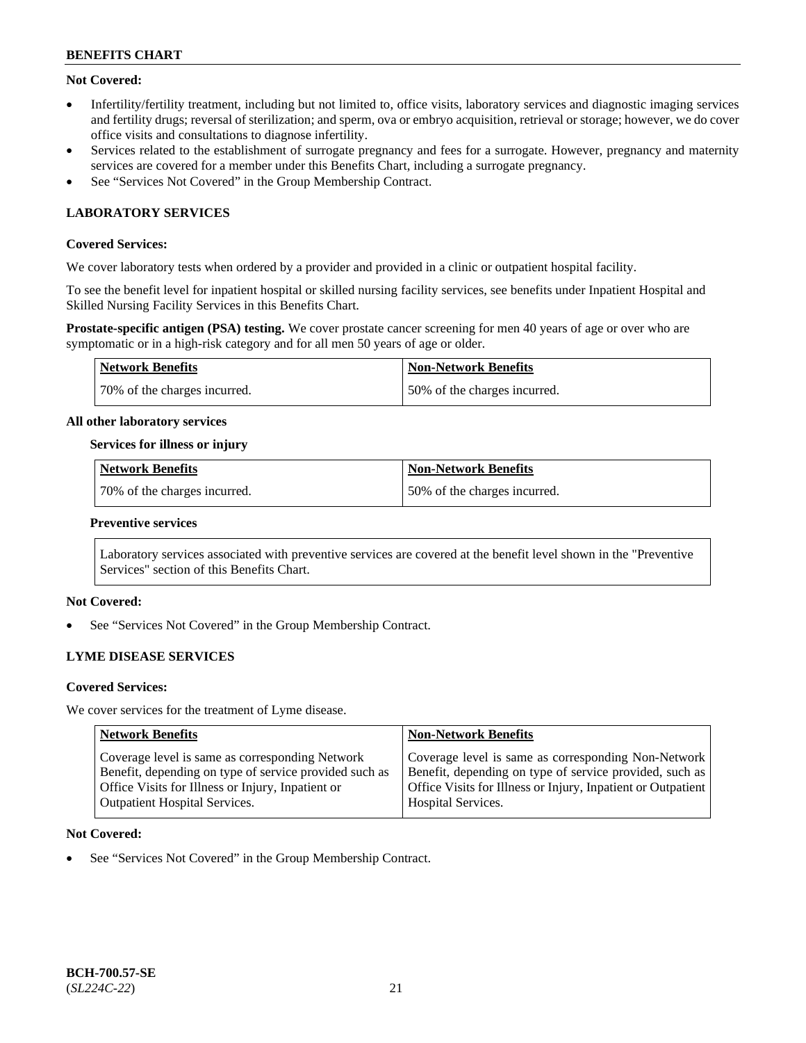**Not Covered:**

- Infertility/fertility treatment, including but not limited to, office visits, laboratory services and diagnostic imaging services and fertility drugs; reversal of sterilization; and sperm, ova or embryo acquisition, retrieval or storage; however, we do cover office visits and consultations to diagnose infertility.
- Services related to the establishment of surrogate pregnancy and fees for a surrogate. However, pregnancy and maternity services are covered for a member under this Benefits Chart, including a surrogate pregnancy.
- See "Services Not Covered" in the Group Membership Contract.

## LABORATORY SERVICES

**Covered Services:**

We cover laboratory tests when ordered by a provider and provided in a clinic or outpatient hospital facility.

To see the benefit level for inpatient hospital or skilled nursing facility services, see benefits under Inpatient Hospital and Skilled Nursing Facility Services in this Benefits Chart.

**Prostate-specific antigen (PSA) testing.** We cover prostate cancer screening for men 40 years of age or over who are symptomatic or in a high-risk category and for all men 50 years of age or older.

| Network Benefits | Non-Network Benefits |
|---|---|
| 70% of the charges incurred. | 50% of the charges incurred. |

**All other laboratory services**

**Services for illness or injury**

| Network Benefits | Non-Network Benefits |
|---|---|
| 70% of the charges incurred. | 50% of the charges incurred. |

**Preventive services**

Laboratory services associated with preventive services are covered at the benefit level shown in the "Preventive Services" section of this Benefits Chart.

**Not Covered:**

- See "Services Not Covered" in the Group Membership Contract.

## LYME DISEASE SERVICES

**Covered Services:**

We cover services for the treatment of Lyme disease.

| Network Benefits | Non-Network Benefits |
|---|---|
| Coverage level is same as corresponding Network Benefit, depending on type of service provided such as Office Visits for Illness or Injury, Inpatient or Outpatient Hospital Services. | Coverage level is same as corresponding Non-Network Benefit, depending on type of service provided, such as Office Visits for Illness or Injury, Inpatient or Outpatient Hospital Services. |

**Not Covered:**

- See "Services Not Covered" in the Group Membership Contract.

**BCH-700.57-SE**
(*SL224C-22*)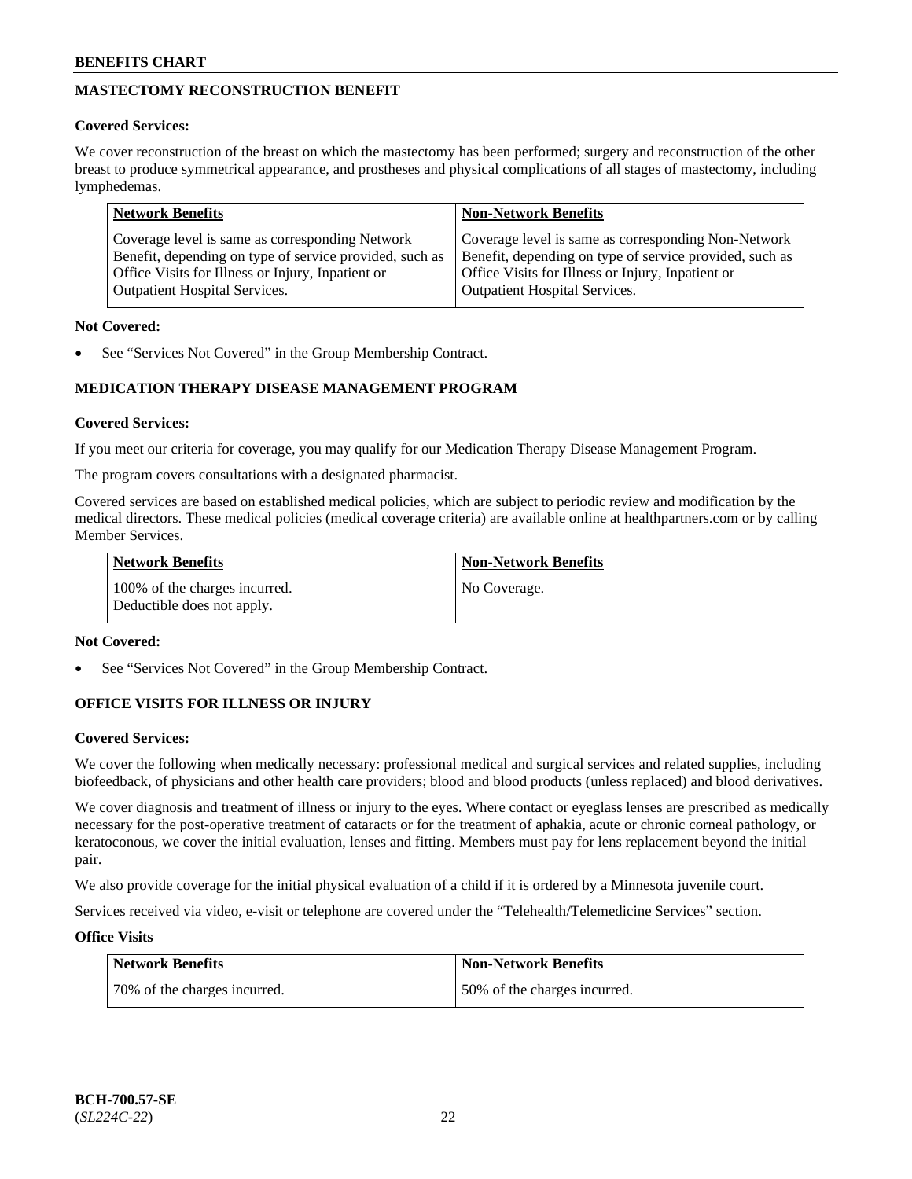## MASTECTOMY RECONSTRUCTION BENEFIT

**Covered Services:**

We cover reconstruction of the breast on which the mastectomy has been performed; surgery and reconstruction of the other breast to produce symmetrical appearance, and prostheses and physical complications of all stages of mastectomy, including lymphedemas.

| Network Benefits | Non-Network Benefits |
|---|---|
| Coverage level is same as corresponding Network Benefit, depending on type of service provided, such as Office Visits for Illness or Injury, Inpatient or Outpatient Hospital Services. | Coverage level is same as corresponding Non-Network Benefit, depending on type of service provided, such as Office Visits for Illness or Injury, Inpatient or Outpatient Hospital Services. |

**Not Covered:**

- See "Services Not Covered" in the Group Membership Contract.

## MEDICATION THERAPY DISEASE MANAGEMENT PROGRAM

**Covered Services:**

If you meet our criteria for coverage, you may qualify for our Medication Therapy Disease Management Program.

The program covers consultations with a designated pharmacist.

Covered services are based on established medical policies, which are subject to periodic review and modification by the medical directors. These medical policies (medical coverage criteria) are available online at healthpartners.com or by calling Member Services.

| Network Benefits | Non-Network Benefits |
|---|---|
| 100% of the charges incurred. Deductible does not apply. | No Coverage. |

**Not Covered:**

- See "Services Not Covered" in the Group Membership Contract.

## OFFICE VISITS FOR ILLNESS OR INJURY

**Covered Services:**

We cover the following when medically necessary: professional medical and surgical services and related supplies, including biofeedback, of physicians and other health care providers; blood and blood products (unless replaced) and blood derivatives.

We cover diagnosis and treatment of illness or injury to the eyes. Where contact or eyeglass lenses are prescribed as medically necessary for the post-operative treatment of cataracts or for the treatment of aphakia, acute or chronic corneal pathology, or keratoconous, we cover the initial evaluation, lenses and fitting. Members must pay for lens replacement beyond the initial pair.

We also provide coverage for the initial physical evaluation of a child if it is ordered by a Minnesota juvenile court.

Services received via video, e-visit or telephone are covered under the "Telehealth/Telemedicine Services" section.

**Office Visits**

| Network Benefits | Non-Network Benefits |
|---|---|
| 70% of the charges incurred. | 50% of the charges incurred. |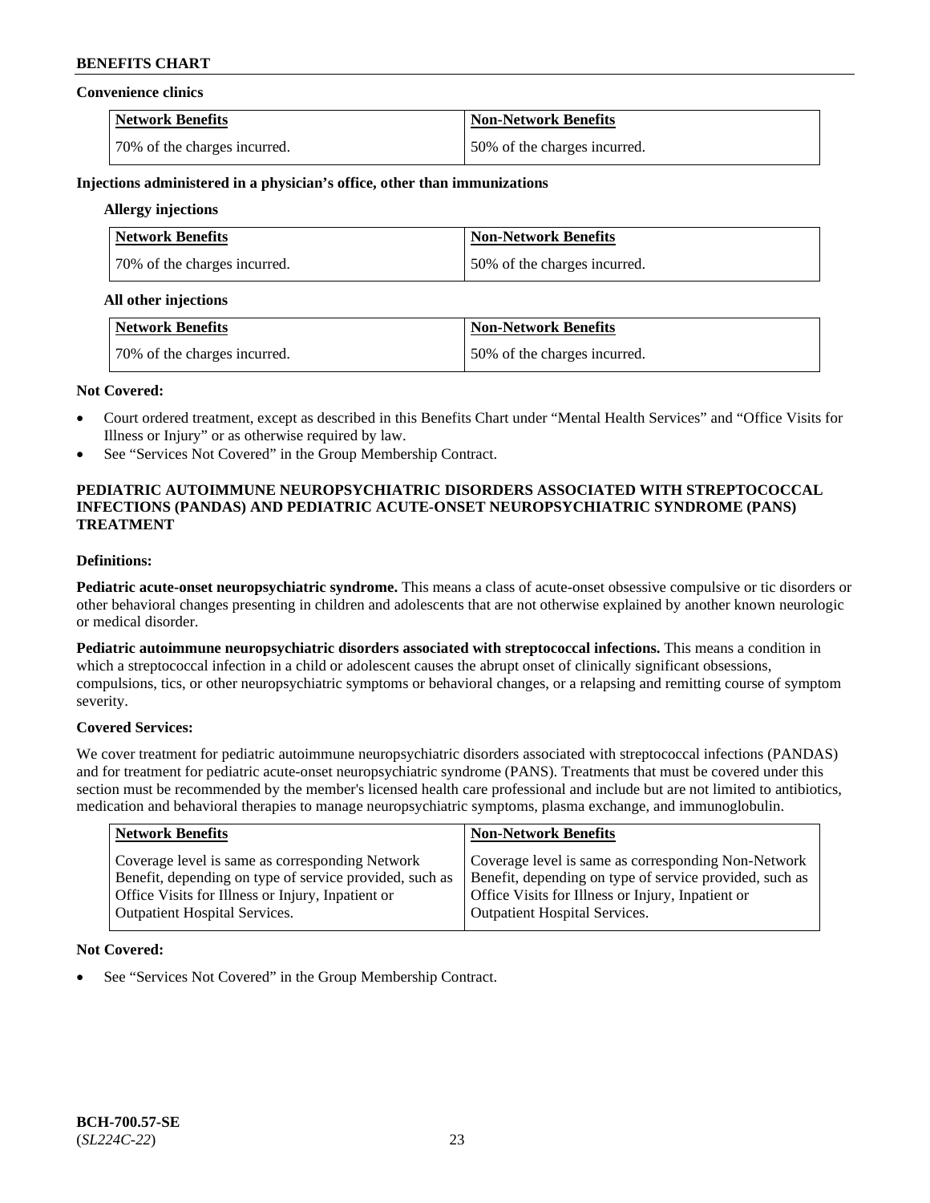**Convenience clinics**

| Network Benefits | Non-Network Benefits |
|---|---|
| 70% of the charges incurred. | 50% of the charges incurred. |

**Injections administered in a physician's office, other than immunizations**

**Allergy injections**

| Network Benefits | Non-Network Benefits |
|---|---|
| 70% of the charges incurred. | 50% of the charges incurred. |

**All other injections**

| Network Benefits | Non-Network Benefits |
|---|---|
| 70% of the charges incurred. | 50% of the charges incurred. |

**Not Covered:**

- Court ordered treatment, except as described in this Benefits Chart under "Mental Health Services" and "Office Visits for Illness or Injury" or as otherwise required by law.
- See "Services Not Covered" in the Group Membership Contract.

## PEDIATRIC AUTOIMMUNE NEUROPSYCHIATRIC DISORDERS ASSOCIATED WITH STREPTOCOCCAL INFECTIONS (PANDAS) AND PEDIATRIC ACUTE-ONSET NEUROPSYCHIATRIC SYNDROME (PANS) TREATMENT

**Definitions:**

**Pediatric acute-onset neuropsychiatric syndrome.** This means a class of acute-onset obsessive compulsive or tic disorders or other behavioral changes presenting in children and adolescents that are not otherwise explained by another known neurologic or medical disorder.

**Pediatric autoimmune neuropsychiatric disorders associated with streptococcal infections.** This means a condition in which a streptococcal infection in a child or adolescent causes the abrupt onset of clinically significant obsessions, compulsions, tics, or other neuropsychiatric symptoms or behavioral changes, or a relapsing and remitting course of symptom severity.

**Covered Services:**

We cover treatment for pediatric autoimmune neuropsychiatric disorders associated with streptococcal infections (PANDAS) and for treatment for pediatric acute-onset neuropsychiatric syndrome (PANS). Treatments that must be covered under this section must be recommended by the member's licensed health care professional and include but are not limited to antibiotics, medication and behavioral therapies to manage neuropsychiatric symptoms, plasma exchange, and immunoglobulin.

| Network Benefits | Non-Network Benefits |
|---|---|
| Coverage level is same as corresponding Network Benefit, depending on type of service provided, such as Office Visits for Illness or Injury, Inpatient or Outpatient Hospital Services. | Coverage level is same as corresponding Non-Network Benefit, depending on type of service provided, such as Office Visits for Illness or Injury, Inpatient or Outpatient Hospital Services. |

**Not Covered:**

- See "Services Not Covered" in the Group Membership Contract.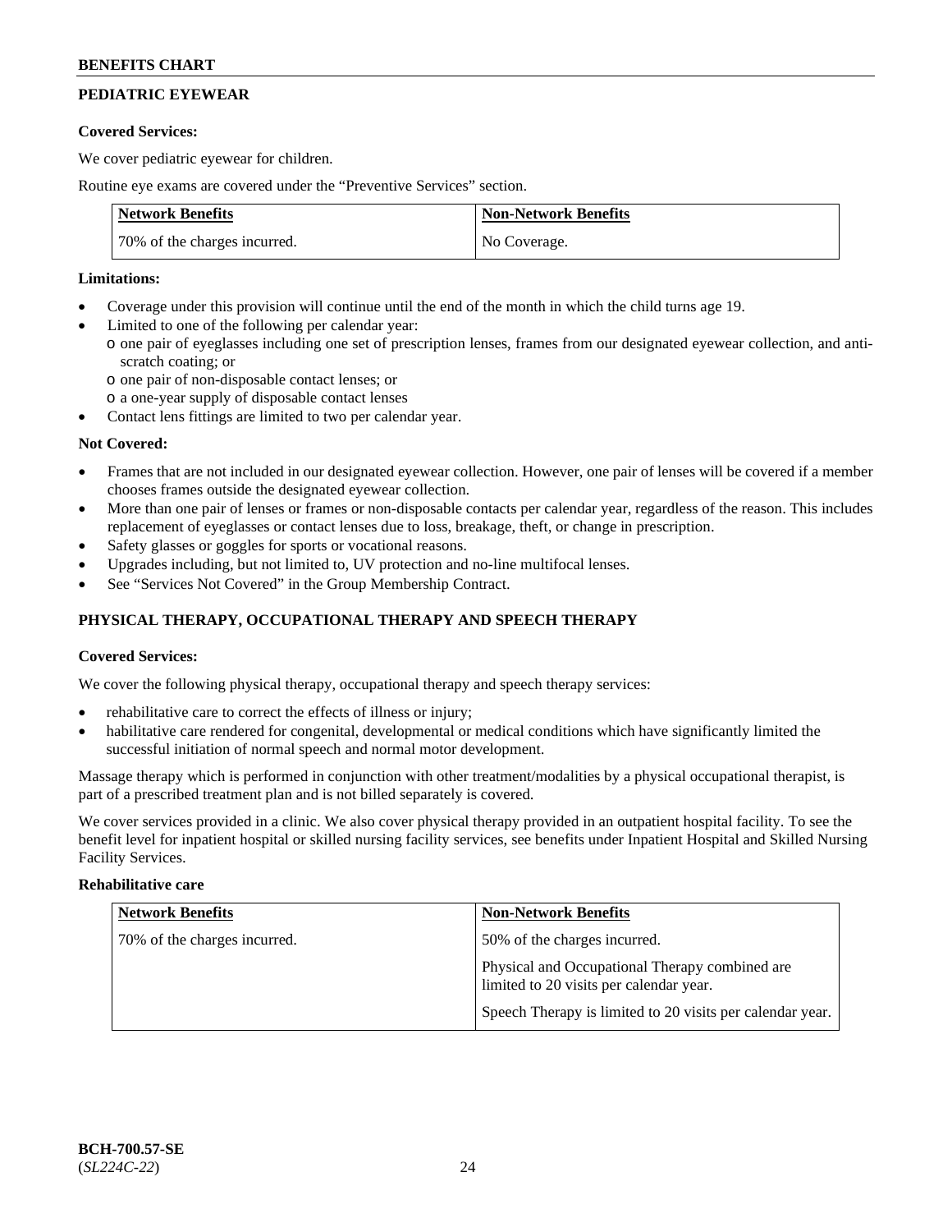## PEDIATRIC EYEWEAR

**Covered Services:**

We cover pediatric eyewear for children.

Routine eye exams are covered under the "Preventive Services" section.

| Network Benefits | Non-Network Benefits |
|---|---|
| 70% of the charges incurred. | No Coverage. |

**Limitations:**

- Coverage under this provision will continue until the end of the month in which the child turns age 19.
- Limited to one of the following per calendar year:
  - one pair of eyeglasses including one set of prescription lenses, frames from our designated eyewear collection, and anti-scratch coating; or
  - one pair of non-disposable contact lenses; or
  - a one-year supply of disposable contact lenses
- Contact lens fittings are limited to two per calendar year.

**Not Covered:**

- Frames that are not included in our designated eyewear collection. However, one pair of lenses will be covered if a member chooses frames outside the designated eyewear collection.
- More than one pair of lenses or frames or non-disposable contacts per calendar year, regardless of the reason. This includes replacement of eyeglasses or contact lenses due to loss, breakage, theft, or change in prescription.
- Safety glasses or goggles for sports or vocational reasons.
- Upgrades including, but not limited to, UV protection and no-line multifocal lenses.
- See "Services Not Covered" in the Group Membership Contract.

## PHYSICAL THERAPY, OCCUPATIONAL THERAPY AND SPEECH THERAPY

**Covered Services:**

We cover the following physical therapy, occupational therapy and speech therapy services:

- rehabilitative care to correct the effects of illness or injury;
- habilitative care rendered for congenital, developmental or medical conditions which have significantly limited the successful initiation of normal speech and normal motor development.

Massage therapy which is performed in conjunction with other treatment/modalities by a physical occupational therapist, is part of a prescribed treatment plan and is not billed separately is covered.

We cover services provided in a clinic. We also cover physical therapy provided in an outpatient hospital facility. To see the benefit level for inpatient hospital or skilled nursing facility services, see benefits under Inpatient Hospital and Skilled Nursing Facility Services.

**Rehabilitative care**

| Network Benefits | Non-Network Benefits |
|---|---|
| 70% of the charges incurred. | 50% of the charges incurred.<br><br>Physical and Occupational Therapy combined are limited to 20 visits per calendar year.<br><br>Speech Therapy is limited to 20 visits per calendar year. |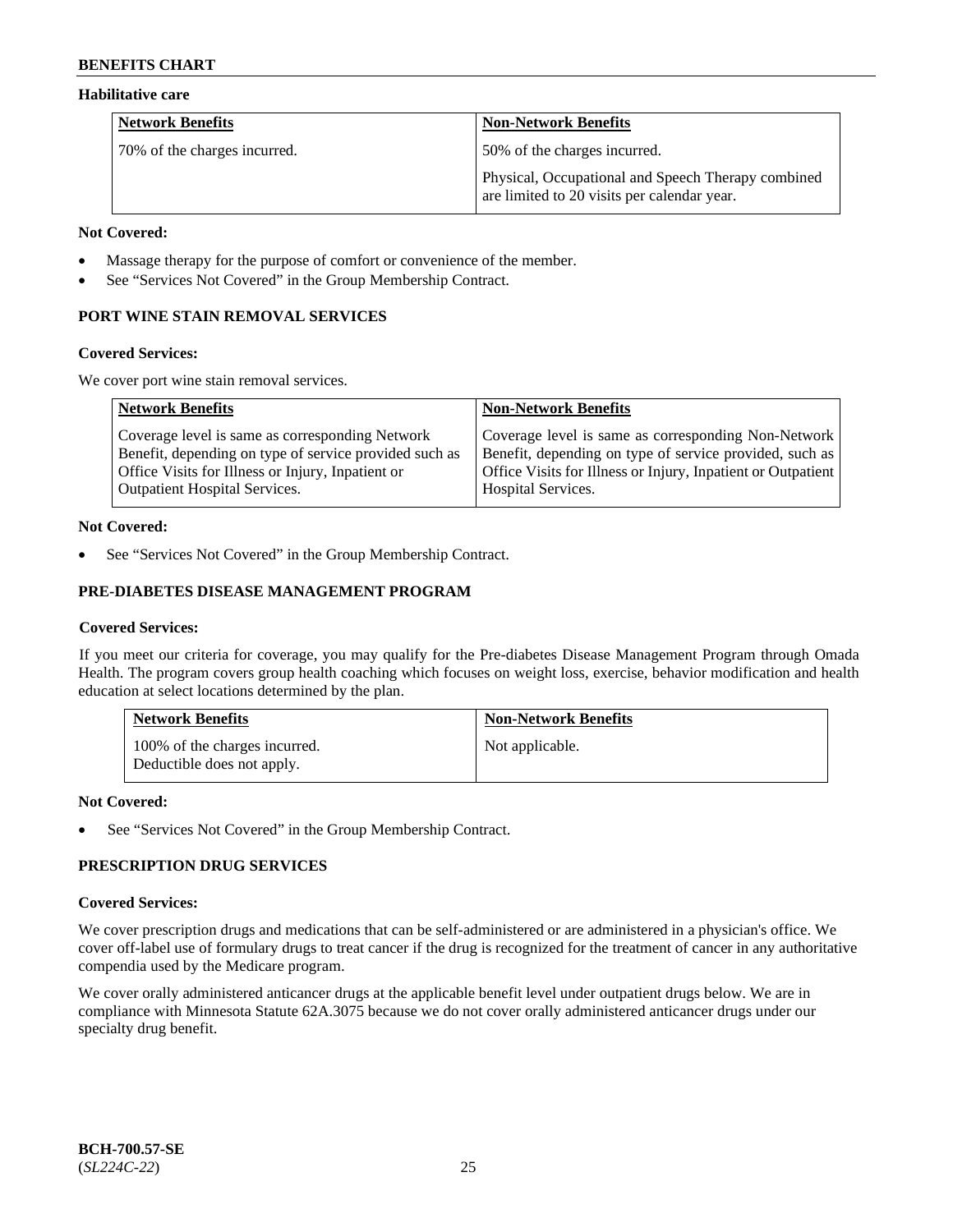### Habilitative care

| Network Benefits | Non-Network Benefits |
|---|---|
| 70% of the charges incurred. | 50% of the charges incurred.<br><br>Physical, Occupational and Speech Therapy combined are limited to 20 visits per calendar year. |

**Not Covered:**

- Massage therapy for the purpose of comfort or convenience of the member.
- See "Services Not Covered" in the Group Membership Contract.

## PORT WINE STAIN REMOVAL SERVICES

**Covered Services:**

We cover port wine stain removal services.

| Network Benefits | Non-Network Benefits |
|---|---|
| Coverage level is same as corresponding Network Benefit, depending on type of service provided such as Office Visits for Illness or Injury, Inpatient or Outpatient Hospital Services. | Coverage level is same as corresponding Non-Network Benefit, depending on type of service provided, such as Office Visits for Illness or Injury, Inpatient or Outpatient Hospital Services. |

**Not Covered:**

- See "Services Not Covered" in the Group Membership Contract.

## PRE-DIABETES DISEASE MANAGEMENT PROGRAM

**Covered Services:**

If you meet our criteria for coverage, you may qualify for the Pre-diabetes Disease Management Program through Omada Health. The program covers group health coaching which focuses on weight loss, exercise, behavior modification and health education at select locations determined by the plan.

| Network Benefits | Non-Network Benefits |
|---|---|
| 100% of the charges incurred.<br>Deductible does not apply. | Not applicable. |

**Not Covered:**

- See "Services Not Covered" in the Group Membership Contract.

## PRESCRIPTION DRUG SERVICES

**Covered Services:**

We cover prescription drugs and medications that can be self-administered or are administered in a physician's office. We cover off-label use of formulary drugs to treat cancer if the drug is recognized for the treatment of cancer in any authoritative compendia used by the Medicare program.

We cover orally administered anticancer drugs at the applicable benefit level under outpatient drugs below. We are in compliance with Minnesota Statute 62A.3075 because we do not cover orally administered anticancer drugs under our specialty drug benefit.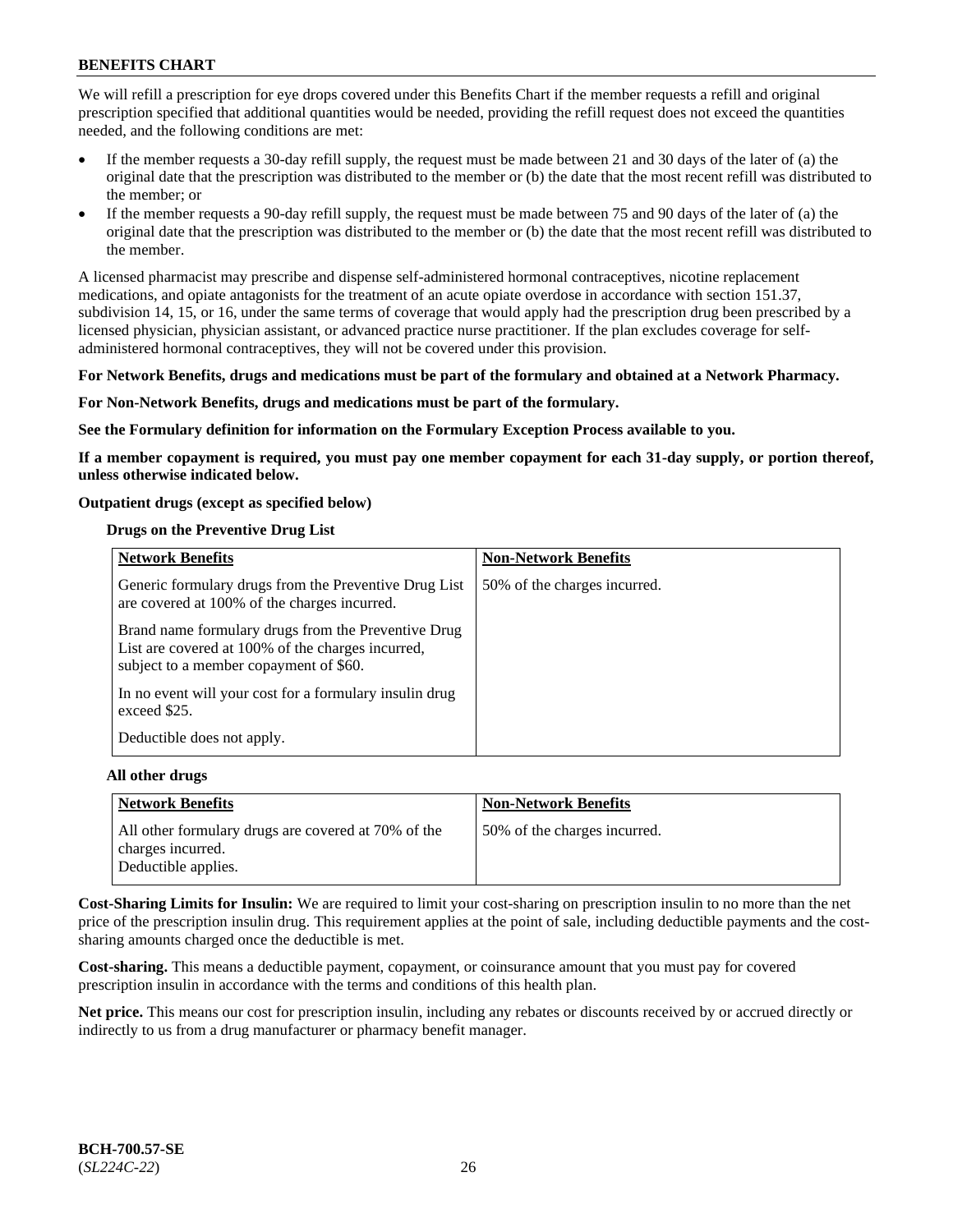We will refill a prescription for eye drops covered under this Benefits Chart if the member requests a refill and original prescription specified that additional quantities would be needed, providing the refill request does not exceed the quantities needed, and the following conditions are met:

- If the member requests a 30-day refill supply, the request must be made between 21 and 30 days of the later of (a) the original date that the prescription was distributed to the member or (b) the date that the most recent refill was distributed to the member; or
- If the member requests a 90-day refill supply, the request must be made between 75 and 90 days of the later of (a) the original date that the prescription was distributed to the member or (b) the date that the most recent refill was distributed to the member.

A licensed pharmacist may prescribe and dispense self-administered hormonal contraceptives, nicotine replacement medications, and opiate antagonists for the treatment of an acute opiate overdose in accordance with section 151.37, subdivision 14, 15, or 16, under the same terms of coverage that would apply had the prescription drug been prescribed by a licensed physician, physician assistant, or advanced practice nurse practitioner. If the plan excludes coverage for self-administered hormonal contraceptives, they will not be covered under this provision.

**For Network Benefits, drugs and medications must be part of the formulary and obtained at a Network Pharmacy.**

**For Non-Network Benefits, drugs and medications must be part of the formulary.**

**See the Formulary definition for information on the Formulary Exception Process available to you.**

**If a member copayment is required, you must pay one member copayment for each 31-day supply, or portion thereof, unless otherwise indicated below.**

**Outpatient drugs (except as specified below)**

**Drugs on the Preventive Drug List**

| Network Benefits | Non-Network Benefits |
|---|---|
| Generic formulary drugs from the Preventive Drug List are covered at 100% of the charges incurred.<br><br>Brand name formulary drugs from the Preventive Drug List are covered at 100% of the charges incurred, subject to a member copayment of $60.<br><br>In no event will your cost for a formulary insulin drug exceed $25.<br><br>Deductible does not apply. | 50% of the charges incurred. |

**All other drugs**

| Network Benefits | Non-Network Benefits |
|---|---|
| All other formulary drugs are covered at 70% of the charges incurred.<br>Deductible applies. | 50% of the charges incurred. |

**Cost-Sharing Limits for Insulin:** We are required to limit your cost-sharing on prescription insulin to no more than the net price of the prescription insulin drug. This requirement applies at the point of sale, including deductible payments and the cost-sharing amounts charged once the deductible is met.

**Cost-sharing.** This means a deductible payment, copayment, or coinsurance amount that you must pay for covered prescription insulin in accordance with the terms and conditions of this health plan.

**Net price.** This means our cost for prescription insulin, including any rebates or discounts received by or accrued directly or indirectly to us from a drug manufacturer or pharmacy benefit manager.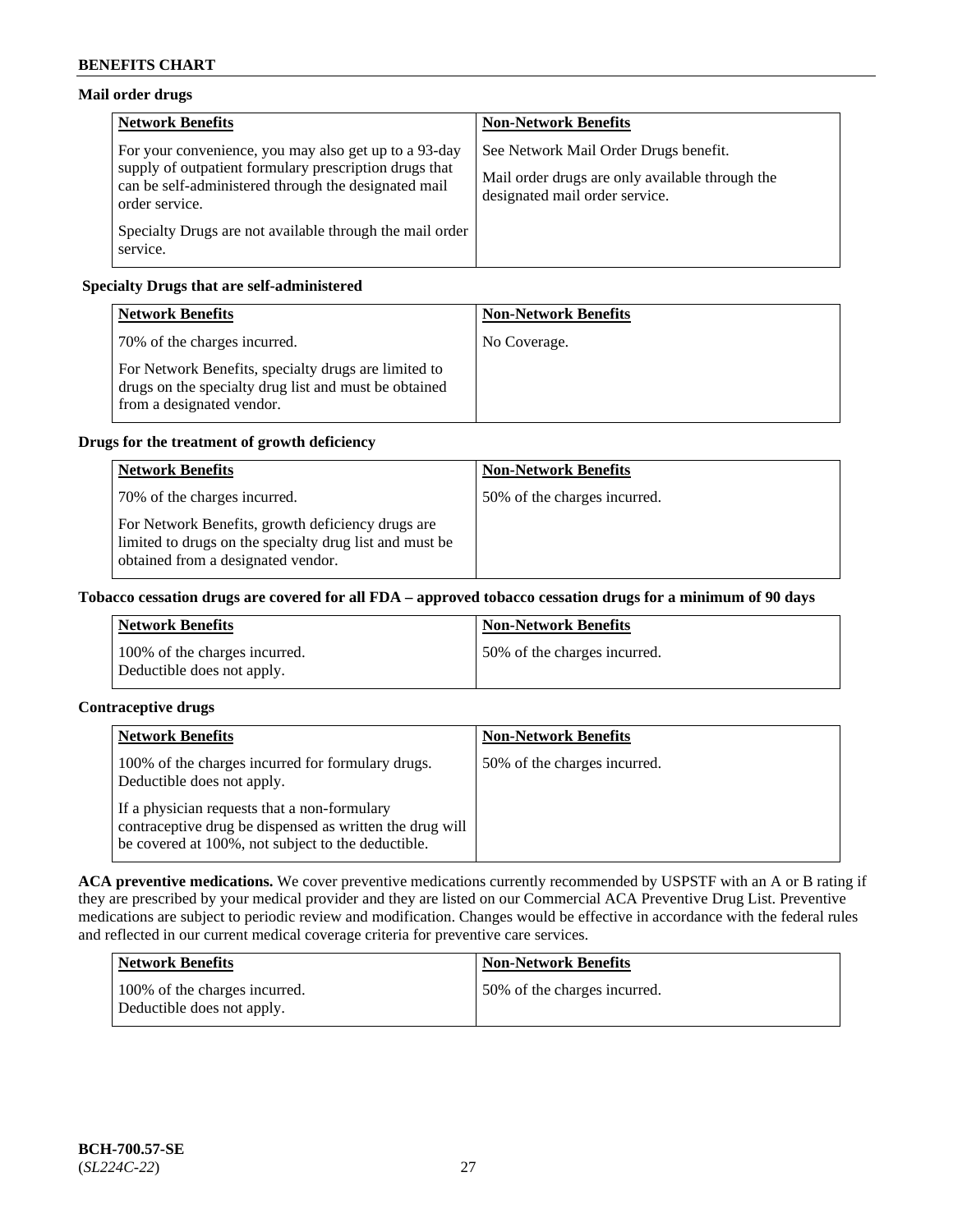#### Mail order drugs

| Network Benefits | Non-Network Benefits |
|---|---|
| For your convenience, you may also get up to a 93-day supply of outpatient formulary prescription drugs that can be self-administered through the designated mail order service.<br><br>Specialty Drugs are not available through the mail order service. | See Network Mail Order Drugs benefit.<br><br>Mail order drugs are only available through the designated mail order service. |

#### Specialty Drugs that are self-administered

| Network Benefits | Non-Network Benefits |
|---|---|
| 70% of the charges incurred.<br><br>For Network Benefits, specialty drugs are limited to drugs on the specialty drug list and must be obtained from a designated vendor. | No Coverage. |

#### Drugs for the treatment of growth deficiency

| Network Benefits | Non-Network Benefits |
|---|---|
| 70% of the charges incurred.<br><br>For Network Benefits, growth deficiency drugs are limited to drugs on the specialty drug list and must be obtained from a designated vendor. | 50% of the charges incurred. |

#### Tobacco cessation drugs are covered for all FDA – approved tobacco cessation drugs for a minimum of 90 days

| Network Benefits | Non-Network Benefits |
|---|---|
| 100% of the charges incurred.<br>Deductible does not apply. | 50% of the charges incurred. |

#### Contraceptive drugs

| Network Benefits | Non-Network Benefits |
|---|---|
| 100% of the charges incurred for formulary drugs. Deductible does not apply.<br><br>If a physician requests that a non-formulary contraceptive drug be dispensed as written the drug will be covered at 100%, not subject to the deductible. | 50% of the charges incurred. |

**ACA preventive medications.** We cover preventive medications currently recommended by USPSTF with an A or B rating if they are prescribed by your medical provider and they are listed on our Commercial ACA Preventive Drug List. Preventive medications are subject to periodic review and modification. Changes would be effective in accordance with the federal rules and reflected in our current medical coverage criteria for preventive care services.

| Network Benefits | Non-Network Benefits |
|---|---|
| 100% of the charges incurred.<br>Deductible does not apply. | 50% of the charges incurred. |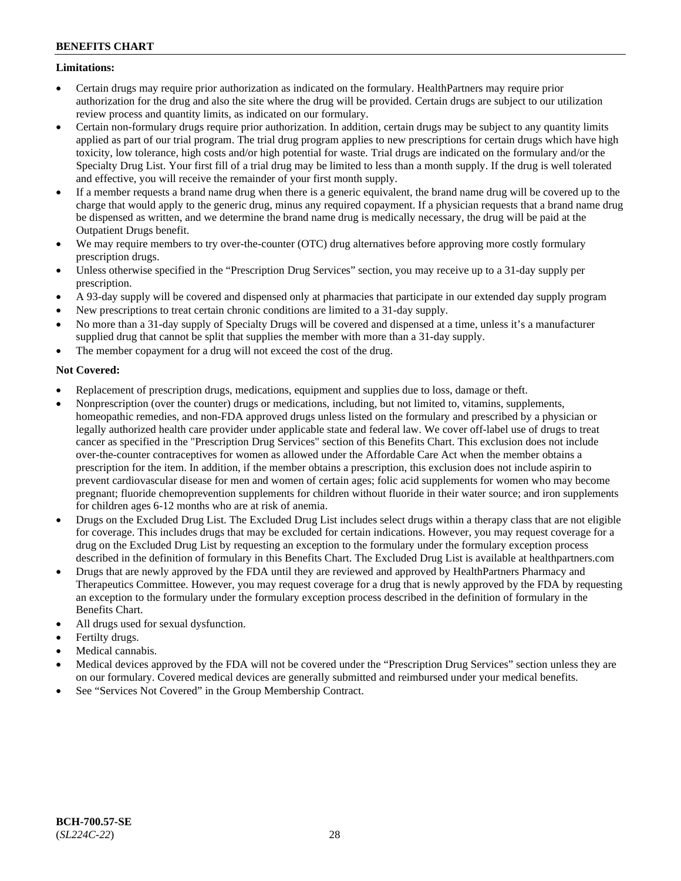**Limitations:**

- Certain drugs may require prior authorization as indicated on the formulary. HealthPartners may require prior authorization for the drug and also the site where the drug will be provided. Certain drugs are subject to our utilization review process and quantity limits, as indicated on our formulary.
- Certain non-formulary drugs require prior authorization. In addition, certain drugs may be subject to any quantity limits applied as part of our trial program. The trial drug program applies to new prescriptions for certain drugs which have high toxicity, low tolerance, high costs and/or high potential for waste. Trial drugs are indicated on the formulary and/or the Specialty Drug List. Your first fill of a trial drug may be limited to less than a month supply. If the drug is well tolerated and effective, you will receive the remainder of your first month supply.
- If a member requests a brand name drug when there is a generic equivalent, the brand name drug will be covered up to the charge that would apply to the generic drug, minus any required copayment. If a physician requests that a brand name drug be dispensed as written, and we determine the brand name drug is medically necessary, the drug will be paid at the Outpatient Drugs benefit.
- We may require members to try over-the-counter (OTC) drug alternatives before approving more costly formulary prescription drugs.
- Unless otherwise specified in the "Prescription Drug Services" section, you may receive up to a 31-day supply per prescription.
- A 93-day supply will be covered and dispensed only at pharmacies that participate in our extended day supply program
- New prescriptions to treat certain chronic conditions are limited to a 31-day supply.
- No more than a 31-day supply of Specialty Drugs will be covered and dispensed at a time, unless it's a manufacturer supplied drug that cannot be split that supplies the member with more than a 31-day supply.
- The member copayment for a drug will not exceed the cost of the drug.

**Not Covered:**

- Replacement of prescription drugs, medications, equipment and supplies due to loss, damage or theft.
- Nonprescription (over the counter) drugs or medications, including, but not limited to, vitamins, supplements, homeopathic remedies, and non-FDA approved drugs unless listed on the formulary and prescribed by a physician or legally authorized health care provider under applicable state and federal law. We cover off-label use of drugs to treat cancer as specified in the "Prescription Drug Services" section of this Benefits Chart. This exclusion does not include over-the-counter contraceptives for women as allowed under the Affordable Care Act when the member obtains a prescription for the item. In addition, if the member obtains a prescription, this exclusion does not include aspirin to prevent cardiovascular disease for men and women of certain ages; folic acid supplements for women who may become pregnant; fluoride chemoprevention supplements for children without fluoride in their water source; and iron supplements for children ages 6-12 months who are at risk of anemia.
- Drugs on the Excluded Drug List. The Excluded Drug List includes select drugs within a therapy class that are not eligible for coverage. This includes drugs that may be excluded for certain indications. However, you may request coverage for a drug on the Excluded Drug List by requesting an exception to the formulary under the formulary exception process described in the definition of formulary in this Benefits Chart. The Excluded Drug List is available at healthpartners.com
- Drugs that are newly approved by the FDA until they are reviewed and approved by HealthPartners Pharmacy and Therapeutics Committee. However, you may request coverage for a drug that is newly approved by the FDA by requesting an exception to the formulary under the formulary exception process described in the definition of formulary in the Benefits Chart.
- All drugs used for sexual dysfunction.
- Fertilty drugs.
- Medical cannabis.
- Medical devices approved by the FDA will not be covered under the "Prescription Drug Services" section unless they are on our formulary. Covered medical devices are generally submitted and reimbursed under your medical benefits.
- See "Services Not Covered" in the Group Membership Contract.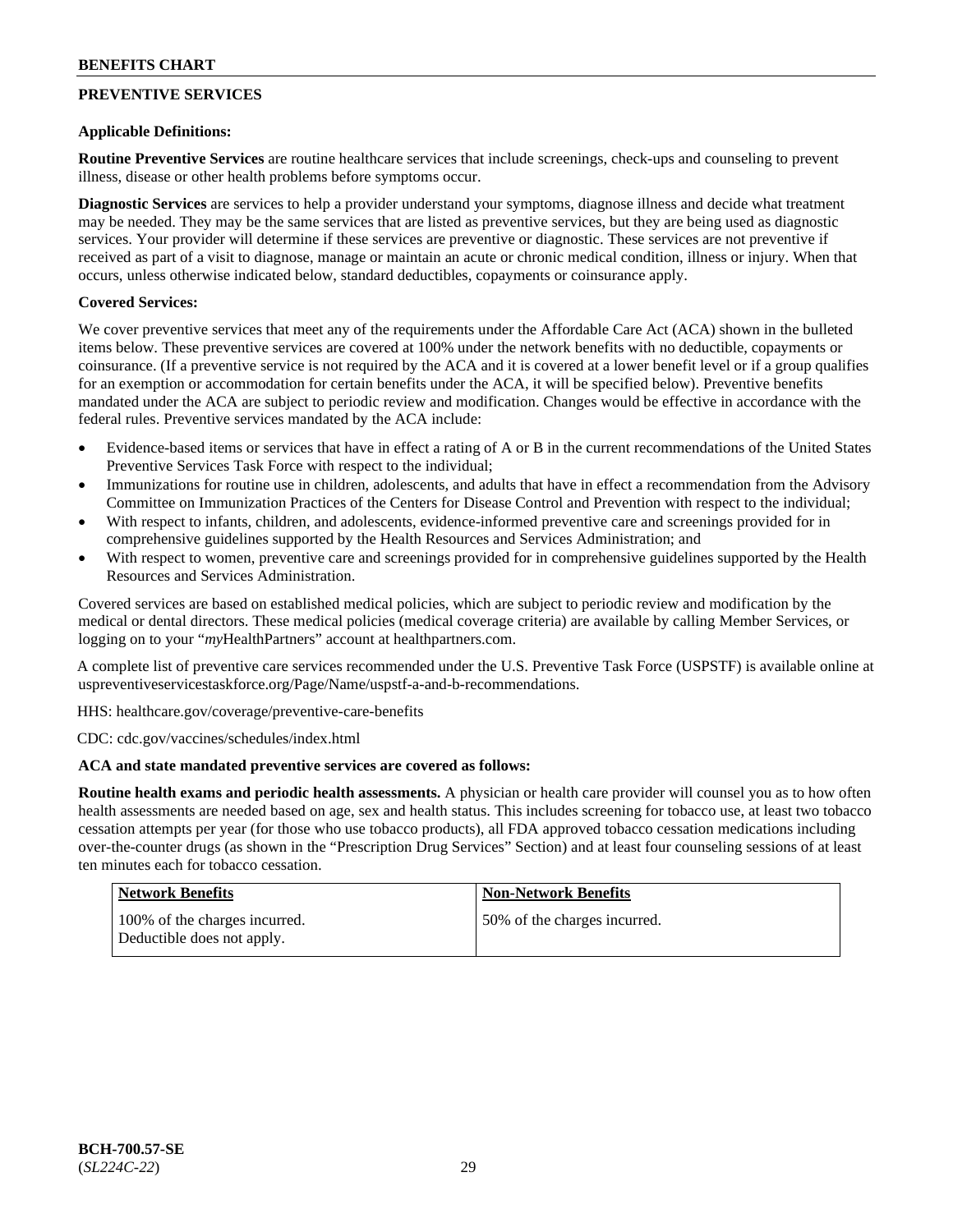## PREVENTIVE SERVICES

**Applicable Definitions:**

**Routine Preventive Services** are routine healthcare services that include screenings, check-ups and counseling to prevent illness, disease or other health problems before symptoms occur.

**Diagnostic Services** are services to help a provider understand your symptoms, diagnose illness and decide what treatment may be needed. They may be the same services that are listed as preventive services, but they are being used as diagnostic services. Your provider will determine if these services are preventive or diagnostic. These services are not preventive if received as part of a visit to diagnose, manage or maintain an acute or chronic medical condition, illness or injury. When that occurs, unless otherwise indicated below, standard deductibles, copayments or coinsurance apply.

**Covered Services:**

We cover preventive services that meet any of the requirements under the Affordable Care Act (ACA) shown in the bulleted items below. These preventive services are covered at 100% under the network benefits with no deductible, copayments or coinsurance. (If a preventive service is not required by the ACA and it is covered at a lower benefit level or if a group qualifies for an exemption or accommodation for certain benefits under the ACA, it will be specified below). Preventive benefits mandated under the ACA are subject to periodic review and modification. Changes would be effective in accordance with the federal rules. Preventive services mandated by the ACA include:

- Evidence-based items or services that have in effect a rating of A or B in the current recommendations of the United States Preventive Services Task Force with respect to the individual;
- Immunizations for routine use in children, adolescents, and adults that have in effect a recommendation from the Advisory Committee on Immunization Practices of the Centers for Disease Control and Prevention with respect to the individual;
- With respect to infants, children, and adolescents, evidence-informed preventive care and screenings provided for in comprehensive guidelines supported by the Health Resources and Services Administration; and
- With respect to women, preventive care and screenings provided for in comprehensive guidelines supported by the Health Resources and Services Administration.

Covered services are based on established medical policies, which are subject to periodic review and modification by the medical or dental directors. These medical policies (medical coverage criteria) are available by calling Member Services, or logging on to your "*my*HealthPartners" account at healthpartners.com.

A complete list of preventive care services recommended under the U.S. Preventive Task Force (USPSTF) is available online at uspreventiveservicestaskforce.org/Page/Name/uspstf-a-and-b-recommendations.

HHS: healthcare.gov/coverage/preventive-care-benefits

CDC: cdc.gov/vaccines/schedules/index.html

**ACA and state mandated preventive services are covered as follows:**

**Routine health exams and periodic health assessments.** A physician or health care provider will counsel you as to how often health assessments are needed based on age, sex and health status. This includes screening for tobacco use, at least two tobacco cessation attempts per year (for those who use tobacco products), all FDA approved tobacco cessation medications including over-the-counter drugs (as shown in the "Prescription Drug Services" Section) and at least four counseling sessions of at least ten minutes each for tobacco cessation.

| Network Benefits | Non-Network Benefits |
|---|---|
| 100% of the charges incurred. Deductible does not apply. | 50% of the charges incurred. |

BCH-700.57-SE
(*SL224C-22*)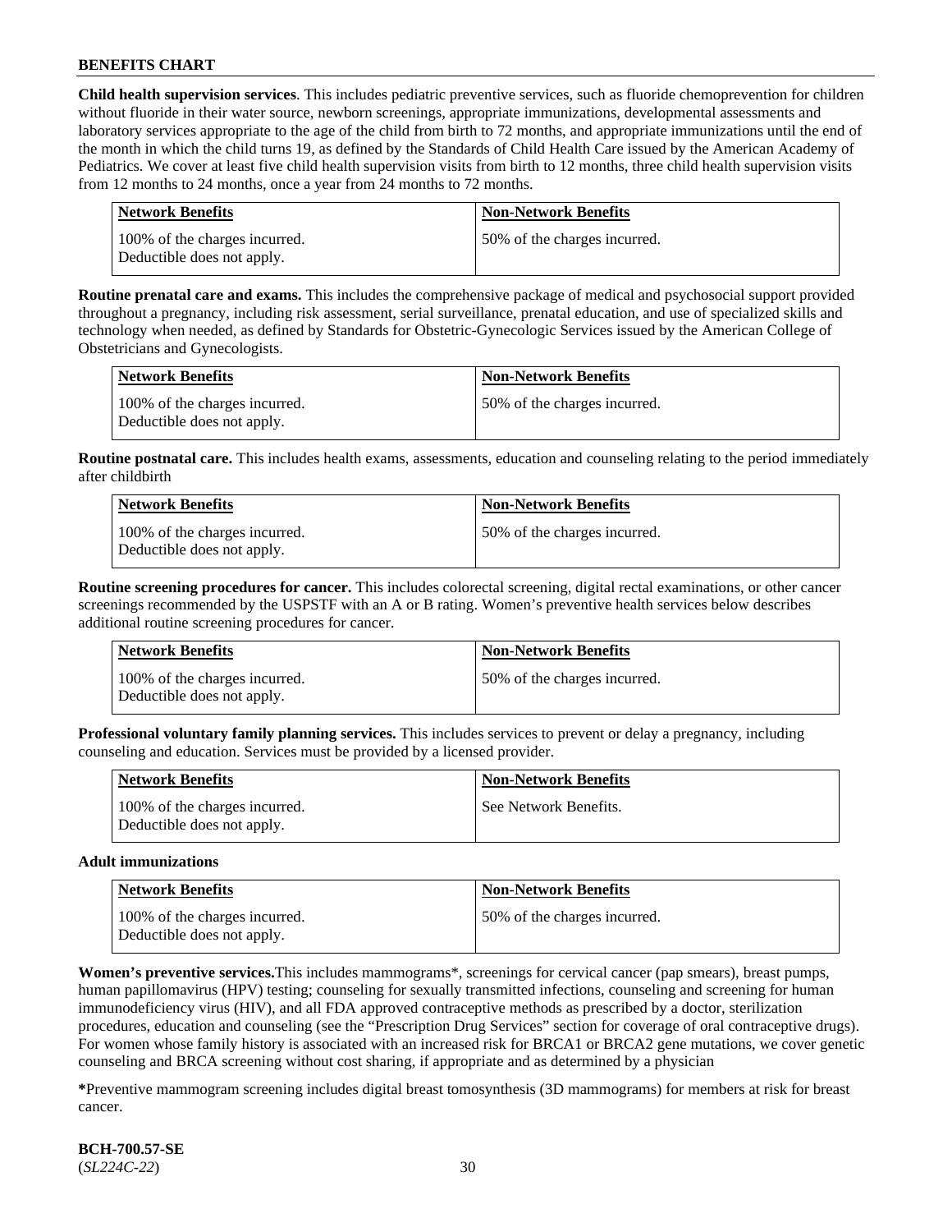**Child health supervision services**. This includes pediatric preventive services, such as fluoride chemoprevention for children without fluoride in their water source, newborn screenings, appropriate immunizations, developmental assessments and laboratory services appropriate to the age of the child from birth to 72 months, and appropriate immunizations until the end of the month in which the child turns 19, as defined by the Standards of Child Health Care issued by the American Academy of Pediatrics. We cover at least five child health supervision visits from birth to 12 months, three child health supervision visits from 12 months to 24 months, once a year from 24 months to 72 months.

| Network Benefits | Non-Network Benefits |
|---|---|
| 100% of the charges incurred. Deductible does not apply. | 50% of the charges incurred. |

**Routine prenatal care and exams.** This includes the comprehensive package of medical and psychosocial support provided throughout a pregnancy, including risk assessment, serial surveillance, prenatal education, and use of specialized skills and technology when needed, as defined by Standards for Obstetric-Gynecologic Services issued by the American College of Obstetricians and Gynecologists.

| Network Benefits | Non-Network Benefits |
|---|---|
| 100% of the charges incurred. Deductible does not apply. | 50% of the charges incurred. |

**Routine postnatal care.** This includes health exams, assessments, education and counseling relating to the period immediately after childbirth

| Network Benefits | Non-Network Benefits |
|---|---|
| 100% of the charges incurred. Deductible does not apply. | 50% of the charges incurred. |

**Routine screening procedures for cancer.** This includes colorectal screening, digital rectal examinations, or other cancer screenings recommended by the USPSTF with an A or B rating. Women's preventive health services below describes additional routine screening procedures for cancer.

| Network Benefits | Non-Network Benefits |
|---|---|
| 100% of the charges incurred. Deductible does not apply. | 50% of the charges incurred. |

**Professional voluntary family planning services.** This includes services to prevent or delay a pregnancy, including counseling and education. Services must be provided by a licensed provider.

| Network Benefits | Non-Network Benefits |
|---|---|
| 100% of the charges incurred. Deductible does not apply. | See Network Benefits. |

**Adult immunizations**

| Network Benefits | Non-Network Benefits |
|---|---|
| 100% of the charges incurred. Deductible does not apply. | 50% of the charges incurred. |

**Women's preventive services.**This includes mammograms*, screenings for cervical cancer (pap smears), breast pumps, human papillomavirus (HPV) testing; counseling for sexually transmitted infections, counseling and screening for human immunodeficiency virus (HIV), and all FDA approved contraceptive methods as prescribed by a doctor, sterilization procedures, education and counseling (see the "Prescription Drug Services" section for coverage of oral contraceptive drugs). For women whose family history is associated with an increased risk for BRCA1 or BRCA2 gene mutations, we cover genetic counseling and BRCA screening without cost sharing, if appropriate and as determined by a physician

***Preventive mammogram screening includes digital breast tomosynthesis (3D mammograms) for members at risk for breast cancer.

**BCH-700.57-SE**
(*SL224C-22*)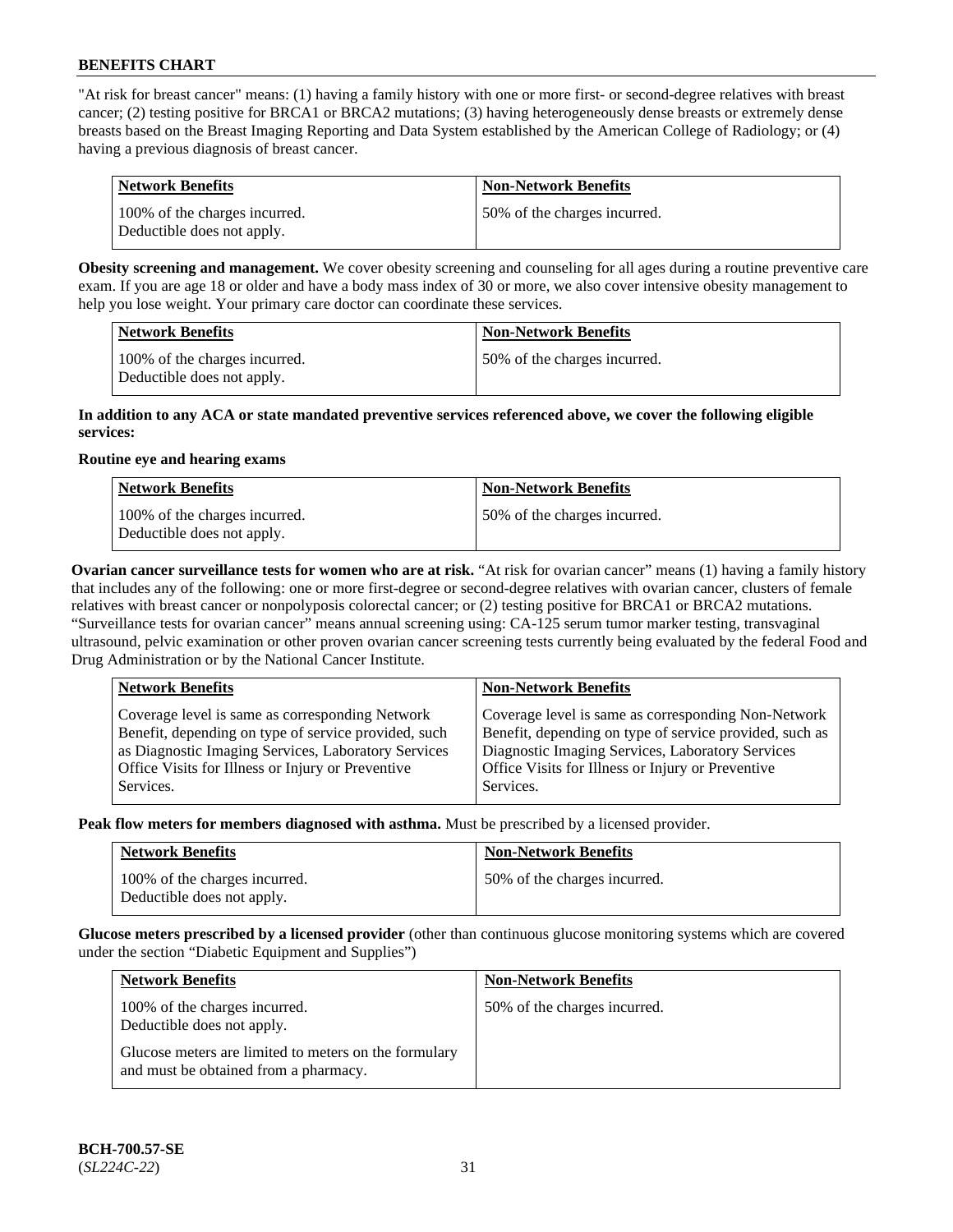"At risk for breast cancer" means: (1) having a family history with one or more first- or second-degree relatives with breast cancer; (2) testing positive for BRCA1 or BRCA2 mutations; (3) having heterogeneously dense breasts or extremely dense breasts based on the Breast Imaging Reporting and Data System established by the American College of Radiology; or (4) having a previous diagnosis of breast cancer.

| Network Benefits | Non-Network Benefits |
| --- | --- |
| 100% of the charges incurred. Deductible does not apply. | 50% of the charges incurred. |

**Obesity screening and management.** We cover obesity screening and counseling for all ages during a routine preventive care exam. If you are age 18 or older and have a body mass index of 30 or more, we also cover intensive obesity management to help you lose weight. Your primary care doctor can coordinate these services.

| Network Benefits | Non-Network Benefits |
| --- | --- |
| 100% of the charges incurred. Deductible does not apply. | 50% of the charges incurred. |

**In addition to any ACA or state mandated preventive services referenced above, we cover the following eligible services:**

**Routine eye and hearing exams**

| Network Benefits | Non-Network Benefits |
| --- | --- |
| 100% of the charges incurred. Deductible does not apply. | 50% of the charges incurred. |

**Ovarian cancer surveillance tests for women who are at risk.** "At risk for ovarian cancer" means (1) having a family history that includes any of the following: one or more first-degree or second-degree relatives with ovarian cancer, clusters of female relatives with breast cancer or nonpolyposis colorectal cancer; or (2) testing positive for BRCA1 or BRCA2 mutations. "Surveillance tests for ovarian cancer" means annual screening using: CA-125 serum tumor marker testing, transvaginal ultrasound, pelvic examination or other proven ovarian cancer screening tests currently being evaluated by the federal Food and Drug Administration or by the National Cancer Institute.

| Network Benefits | Non-Network Benefits |
| --- | --- |
| Coverage level is same as corresponding Network Benefit, depending on type of service provided, such as Diagnostic Imaging Services, Laboratory Services Office Visits for Illness or Injury or Preventive Services. | Coverage level is same as corresponding Non-Network Benefit, depending on type of service provided, such as Diagnostic Imaging Services, Laboratory Services Office Visits for Illness or Injury or Preventive Services. |

**Peak flow meters for members diagnosed with asthma.** Must be prescribed by a licensed provider.

| Network Benefits | Non-Network Benefits |
| --- | --- |
| 100% of the charges incurred. Deductible does not apply. | 50% of the charges incurred. |

**Glucose meters prescribed by a licensed provider** (other than continuous glucose monitoring systems which are covered under the section "Diabetic Equipment and Supplies")

| Network Benefits | Non-Network Benefits |
| --- | --- |
| 100% of the charges incurred. Deductible does not apply. Glucose meters are limited to meters on the formulary and must be obtained from a pharmacy. | 50% of the charges incurred. |

**BCH-700.57-SE**
(*SL224C-22*)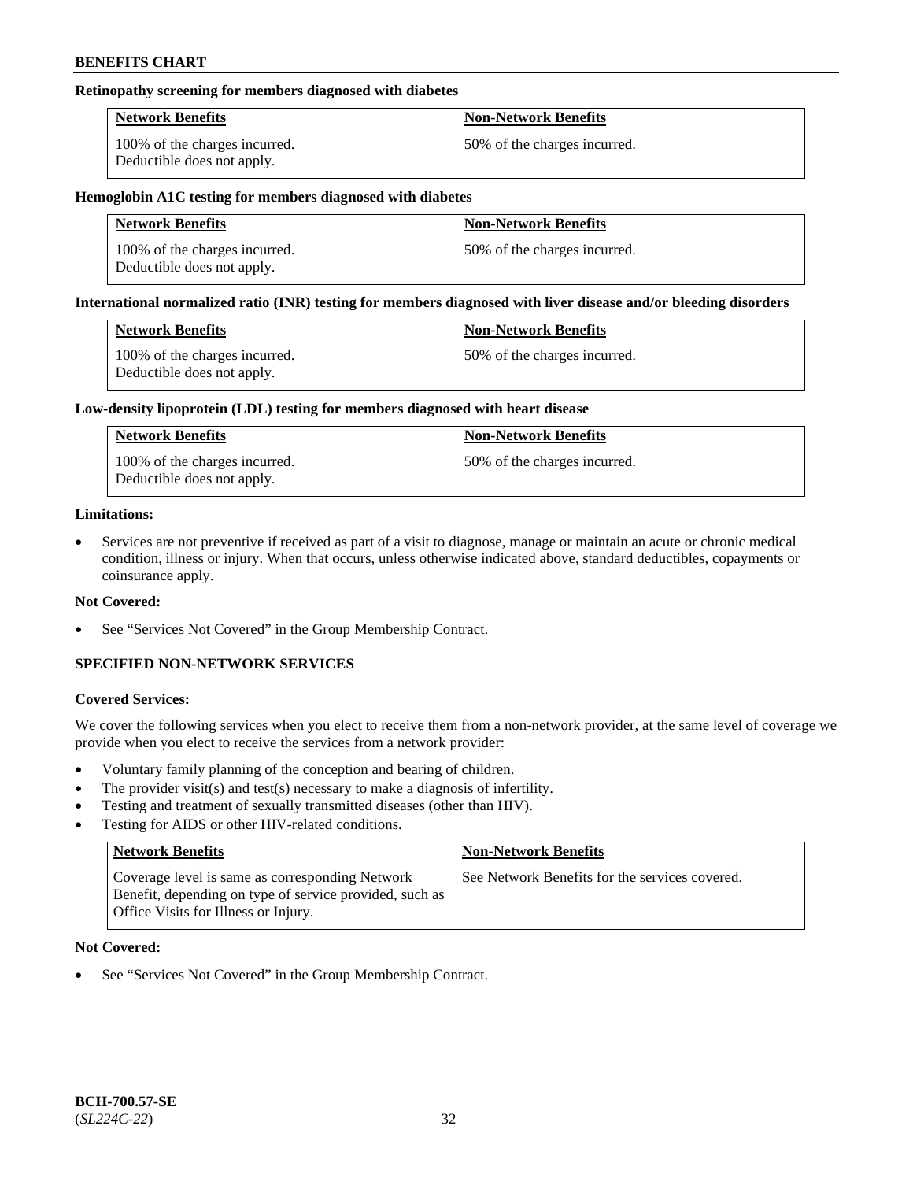**Retinopathy screening for members diagnosed with diabetes**

| Network Benefits | Non-Network Benefits |
|---|---|
| 100% of the charges incurred. Deductible does not apply. | 50% of the charges incurred. |

**Hemoglobin A1C testing for members diagnosed with diabetes**

| Network Benefits | Non-Network Benefits |
|---|---|
| 100% of the charges incurred. Deductible does not apply. | 50% of the charges incurred. |

**International normalized ratio (INR) testing for members diagnosed with liver disease and/or bleeding disorders**

| Network Benefits | Non-Network Benefits |
|---|---|
| 100% of the charges incurred. Deductible does not apply. | 50% of the charges incurred. |

**Low-density lipoprotein (LDL) testing for members diagnosed with heart disease**

| Network Benefits | Non-Network Benefits |
|---|---|
| 100% of the charges incurred. Deductible does not apply. | 50% of the charges incurred. |

**Limitations:**

- Services are not preventive if received as part of a visit to diagnose, manage or maintain an acute or chronic medical condition, illness or injury. When that occurs, unless otherwise indicated above, standard deductibles, copayments or coinsurance apply.

**Not Covered:**

- See "Services Not Covered" in the Group Membership Contract.

## SPECIFIED NON-NETWORK SERVICES

**Covered Services:**

We cover the following services when you elect to receive them from a non-network provider, at the same level of coverage we provide when you elect to receive the services from a network provider:

- Voluntary family planning of the conception and bearing of children.
- The provider visit(s) and test(s) necessary to make a diagnosis of infertility.
- Testing and treatment of sexually transmitted diseases (other than HIV).
- Testing for AIDS or other HIV-related conditions.

| Network Benefits | Non-Network Benefits |
|---|---|
| Coverage level is same as corresponding Network Benefit, depending on type of service provided, such as Office Visits for Illness or Injury. | See Network Benefits for the services covered. |

**Not Covered:**

- See "Services Not Covered" in the Group Membership Contract.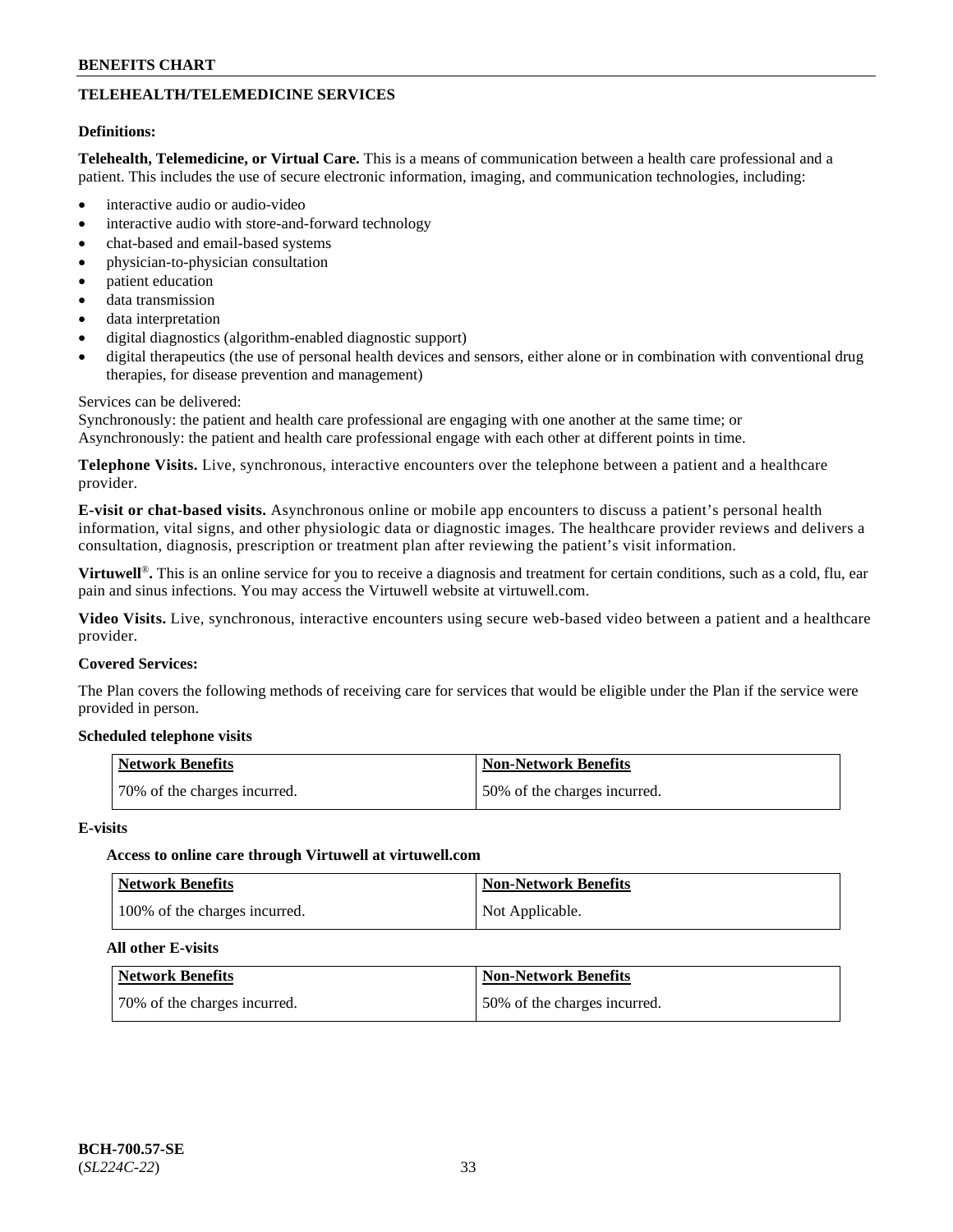## TELEHEALTH/TELEMEDICINE SERVICES

**Definitions:**

**Telehealth, Telemedicine, or Virtual Care.** This is a means of communication between a health care professional and a patient. This includes the use of secure electronic information, imaging, and communication technologies, including:

- interactive audio or audio-video
- interactive audio with store-and-forward technology
- chat-based and email-based systems
- physician-to-physician consultation
- patient education
- data transmission
- data interpretation
- digital diagnostics (algorithm-enabled diagnostic support)
- digital therapeutics (the use of personal health devices and sensors, either alone or in combination with conventional drug therapies, for disease prevention and management)

Services can be delivered:
Synchronously: the patient and health care professional are engaging with one another at the same time; or
Asynchronously: the patient and health care professional engage with each other at different points in time.

**Telephone Visits.** Live, synchronous, interactive encounters over the telephone between a patient and a healthcare provider.

**E-visit or chat-based visits.** Asynchronous online or mobile app encounters to discuss a patient's personal health information, vital signs, and other physiologic data or diagnostic images. The healthcare provider reviews and delivers a consultation, diagnosis, prescription or treatment plan after reviewing the patient's visit information.

**Virtuwell®.** This is an online service for you to receive a diagnosis and treatment for certain conditions, such as a cold, flu, ear pain and sinus infections. You may access the Virtuwell website at virtuwell.com.

**Video Visits.** Live, synchronous, interactive encounters using secure web-based video between a patient and a healthcare provider.

**Covered Services:**

The Plan covers the following methods of receiving care for services that would be eligible under the Plan if the service were provided in person.

**Scheduled telephone visits**

| Network Benefits | Non-Network Benefits |
|---|---|
| 70% of the charges incurred. | 50% of the charges incurred. |

**E-visits**

**Access to online care through Virtuwell at virtuwell.com**

| Network Benefits | Non-Network Benefits |
|---|---|
| 100% of the charges incurred. | Not Applicable. |

**All other E-visits**

| Network Benefits | Non-Network Benefits |
|---|---|
| 70% of the charges incurred. | 50% of the charges incurred. |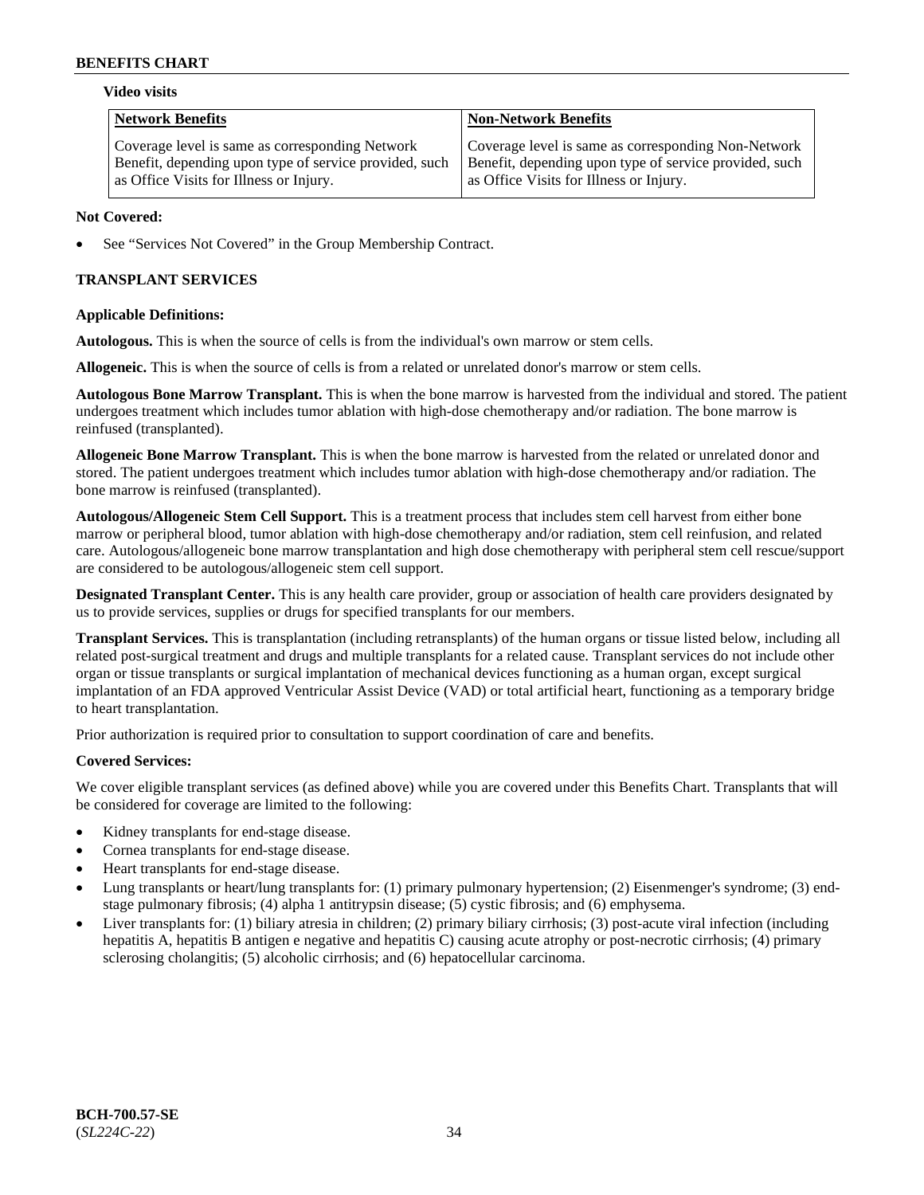**Video visits**

| Network Benefits | Non-Network Benefits |
|---|---|
| Coverage level is same as corresponding Network Benefit, depending upon type of service provided, such as Office Visits for Illness or Injury. | Coverage level is same as corresponding Non-Network Benefit, depending upon type of service provided, such as Office Visits for Illness or Injury. |

**Not Covered:**

- See "Services Not Covered" in the Group Membership Contract.

**TRANSPLANT SERVICES**

**Applicable Definitions:**

**Autologous.** This is when the source of cells is from the individual's own marrow or stem cells.

**Allogeneic.** This is when the source of cells is from a related or unrelated donor's marrow or stem cells.

**Autologous Bone Marrow Transplant.** This is when the bone marrow is harvested from the individual and stored. The patient undergoes treatment which includes tumor ablation with high-dose chemotherapy and/or radiation. The bone marrow is reinfused (transplanted).

**Allogeneic Bone Marrow Transplant.** This is when the bone marrow is harvested from the related or unrelated donor and stored. The patient undergoes treatment which includes tumor ablation with high-dose chemotherapy and/or radiation. The bone marrow is reinfused (transplanted).

**Autologous/Allogeneic Stem Cell Support.** This is a treatment process that includes stem cell harvest from either bone marrow or peripheral blood, tumor ablation with high-dose chemotherapy and/or radiation, stem cell reinfusion, and related care. Autologous/allogeneic bone marrow transplantation and high dose chemotherapy with peripheral stem cell rescue/support are considered to be autologous/allogeneic stem cell support.

**Designated Transplant Center.** This is any health care provider, group or association of health care providers designated by us to provide services, supplies or drugs for specified transplants for our members.

**Transplant Services.** This is transplantation (including retransplants) of the human organs or tissue listed below, including all related post-surgical treatment and drugs and multiple transplants for a related cause. Transplant services do not include other organ or tissue transplants or surgical implantation of mechanical devices functioning as a human organ, except surgical implantation of an FDA approved Ventricular Assist Device (VAD) or total artificial heart, functioning as a temporary bridge to heart transplantation.

Prior authorization is required prior to consultation to support coordination of care and benefits.

**Covered Services:**

We cover eligible transplant services (as defined above) while you are covered under this Benefits Chart. Transplants that will be considered for coverage are limited to the following:

- Kidney transplants for end-stage disease.
- Cornea transplants for end-stage disease.
- Heart transplants for end-stage disease.
- Lung transplants or heart/lung transplants for: (1) primary pulmonary hypertension; (2) Eisenmenger's syndrome; (3) end-stage pulmonary fibrosis; (4) alpha 1 antitrypsin disease; (5) cystic fibrosis; and (6) emphysema.
- Liver transplants for: (1) biliary atresia in children; (2) primary biliary cirrhosis; (3) post-acute viral infection (including hepatitis A, hepatitis B antigen e negative and hepatitis C) causing acute atrophy or post-necrotic cirrhosis; (4) primary sclerosing cholangitis; (5) alcoholic cirrhosis; and (6) hepatocellular carcinoma.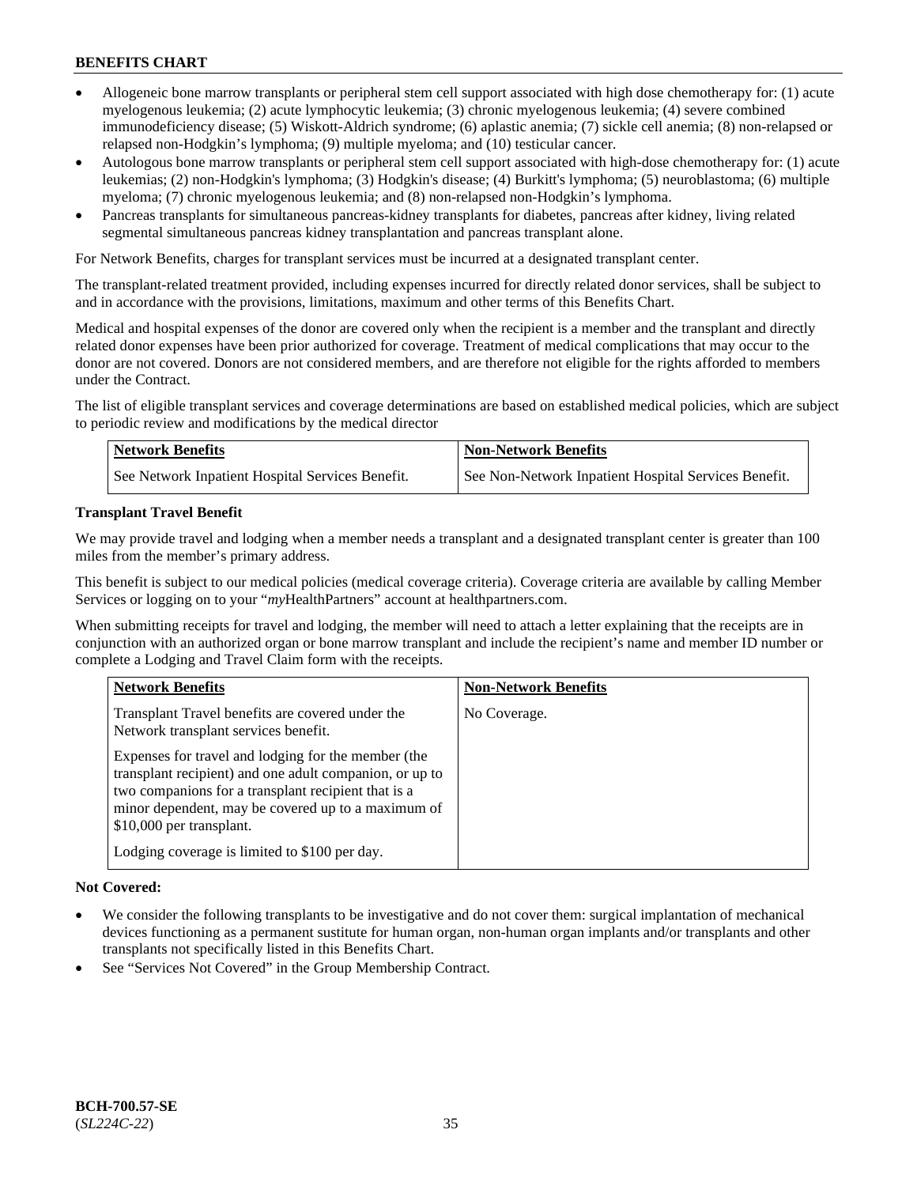- Allogeneic bone marrow transplants or peripheral stem cell support associated with high dose chemotherapy for: (1) acute myelogenous leukemia; (2) acute lymphocytic leukemia; (3) chronic myelogenous leukemia; (4) severe combined immunodeficiency disease; (5) Wiskott-Aldrich syndrome; (6) aplastic anemia; (7) sickle cell anemia; (8) non-relapsed or relapsed non-Hodgkin's lymphoma; (9) multiple myeloma; and (10) testicular cancer.
- Autologous bone marrow transplants or peripheral stem cell support associated with high-dose chemotherapy for: (1) acute leukemias; (2) non-Hodgkin's lymphoma; (3) Hodgkin's disease; (4) Burkitt's lymphoma; (5) neuroblastoma; (6) multiple myeloma; (7) chronic myelogenous leukemia; and (8) non-relapsed non-Hodgkin's lymphoma.
- Pancreas transplants for simultaneous pancreas-kidney transplants for diabetes, pancreas after kidney, living related segmental simultaneous pancreas kidney transplantation and pancreas transplant alone.

For Network Benefits, charges for transplant services must be incurred at a designated transplant center.

The transplant-related treatment provided, including expenses incurred for directly related donor services, shall be subject to and in accordance with the provisions, limitations, maximum and other terms of this Benefits Chart.

Medical and hospital expenses of the donor are covered only when the recipient is a member and the transplant and directly related donor expenses have been prior authorized for coverage. Treatment of medical complications that may occur to the donor are not covered. Donors are not considered members, and are therefore not eligible for the rights afforded to members under the Contract.

The list of eligible transplant services and coverage determinations are based on established medical policies, which are subject to periodic review and modifications by the medical director

| Network Benefits | Non-Network Benefits |
|---|---|
| See Network Inpatient Hospital Services Benefit. | See Non-Network Inpatient Hospital Services Benefit. |

**Transplant Travel Benefit**

We may provide travel and lodging when a member needs a transplant and a designated transplant center is greater than 100 miles from the member's primary address.

This benefit is subject to our medical policies (medical coverage criteria). Coverage criteria are available by calling Member Services or logging on to your "*my*HealthPartners" account at healthpartners.com.

When submitting receipts for travel and lodging, the member will need to attach a letter explaining that the receipts are in conjunction with an authorized organ or bone marrow transplant and include the recipient's name and member ID number or complete a Lodging and Travel Claim form with the receipts.

| Network Benefits | Non-Network Benefits |
|---|---|
| Transplant Travel benefits are covered under the Network transplant services benefit.<br><br>Expenses for travel and lodging for the member (the transplant recipient) and one adult companion, or up to two companions for a transplant recipient that is a minor dependent, may be covered up to a maximum of $10,000 per transplant.<br><br>Lodging coverage is limited to $100 per day. | No Coverage. |

**Not Covered:**

- We consider the following transplants to be investigative and do not cover them: surgical implantation of mechanical devices functioning as a permanent sustitute for human organ, non-human organ implants and/or transplants and other transplants not specifically listed in this Benefits Chart.
- See "Services Not Covered" in the Group Membership Contract.